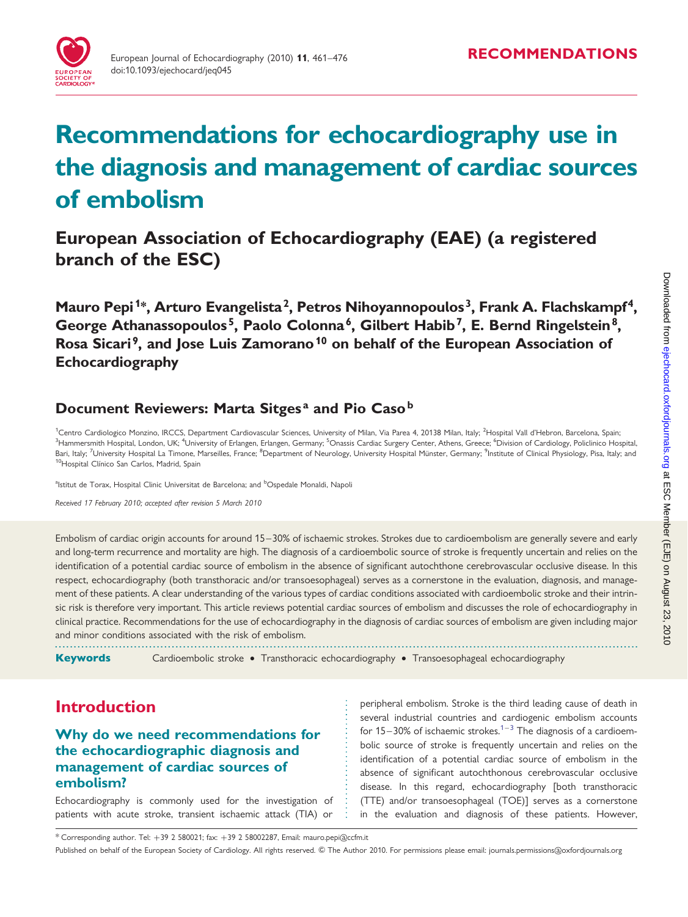# Recommendations for echocardiography use in the diagnosis and management of cardiac sources of embolism

## European Association of Echocardiography (EAE) (a registered branch of the ESC)

**Mauro Pepi[1]*, Arturo Evangelista[2], Petros Nihoyannopoulos[3], Frank A. Flachskampf[4], George Athanassopoulos[5], Paolo Colonna[6], Gilbert Habib[7], E. Bernd Ringelstein[8], Rosa Sicari[9], and Jose Luis Zamorano[10] on behalf of the European Association of Echocardiography**

### Document Reviewers: Marta Sitges[a] and Pio Caso[b]

[1]Centro Cardiologico Monzino, IRCCS, Department Cardiovascular Sciences, University of Milan, Via Parea 4, 20138 Milan, Italy; [2]Hospital Vall d'Hebron, Barcelona, Spain; [3]Hammersmith Hospital, London, UK; [4]University of Erlangen, Erlangen, Germany; [5]Onassis Cardiac Surgery Center, Athens, Greece; [6]Division of Cardiology, Policlinico Hospital, Bari, Italy; [7]University Hospital La Timone, Marseilles, France; [8]Department of Neurology, University Hospital Münster, Germany; [9]Institute of Clinical Physiology, Pisa, Italy; and [10]Hospital Clínico San Carlos, Madrid, Spain

[a]Istitut de Torax, Hospital Clinic Universitat de Barcelona; and [b]Ospedale Monaldi, Napoli

*Received 17 February 2010; accepted after revision 5 March 2010*

Embolism of cardiac origin accounts for around 15–30% of ischaemic strokes. Strokes due to cardioembolism are generally severe and early and long-term recurrence and mortality are high. The diagnosis of a cardioembolic source of stroke is frequently uncertain and relies on the identification of a potential cardiac source of embolism in the absence of significant autochthone cerebrovascular occlusive disease. In this respect, echocardiography (both transthoracic and/or transoesophageal) serves as a cornerstone in the evaluation, diagnosis, and management of these patients. A clear understanding of the various types of cardiac conditions associated with cardioembolic stroke and their intrinsic risk is therefore very important. This article reviews potential cardiac sources of embolism and discusses the role of echocardiography in clinical practice. Recommendations for the use of echocardiography in the diagnosis of cardiac sources of embolism are given including major and minor conditions associated with the risk of embolism.

**Keywords** Cardioembolic stroke • Transthoracic echocardiography • Transoesophageal echocardiography

## Introduction

### Why do we need recommendations for the echocardiographic diagnosis and management of cardiac sources of embolism?

Echocardiography is commonly used for the investigation of patients with acute stroke, transient ischaemic attack (TIA) or peripheral embolism. Stroke is the third leading cause of death in several industrial countries and cardiogenic embolism accounts for 15–30% of ischaemic strokes.[1–3] The diagnosis of a cardioembolic source of stroke is frequently uncertain and relies on the identification of a potential cardiac source of embolism in the absence of significant autochthonous cerebrovascular occlusive disease. In this regard, echocardiography [both transthoracic (TTE) and/or transoesophageal (TOE)] serves as a cornerstone in the evaluation and diagnosis of these patients. However,

* Corresponding author. Tel: +39 2 580021; fax: +39 2 58002287, Email: mauro.pepi@ccfm.it

Published on behalf of the European Society of Cardiology. All rights reserved. © The Author 2010. For permissions please email: journals.permissions@oxfordjournals.org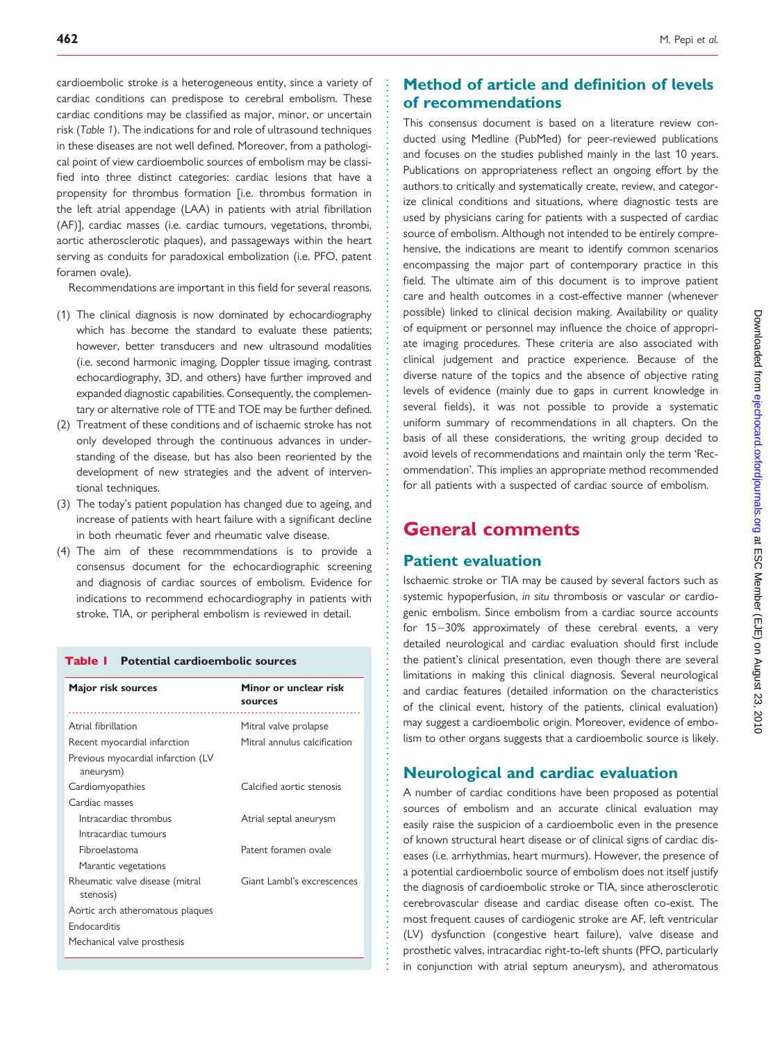cardioembolic stroke is a heterogeneous entity, since a variety of cardiac conditions can predispose to cerebral embolism. These cardiac conditions may be classified as major, minor, or uncertain risk (*Table 1*). The indications for and role of ultrasound techniques in these diseases are not well defined. Moreover, from a pathological point of view cardioembolic sources of embolism may be classified into three distinct categories: cardiac lesions that have a propensity for thrombus formation [i.e. thrombus formation in the left atrial appendage (LAA) in patients with atrial fibrillation (AF)], cardiac masses (i.e. cardiac tumours, vegetations, thrombi, aortic atherosclerotic plaques), and passageways within the heart serving as conduits for paradoxical embolization (i.e. PFO, patent foramen ovale).

Recommendations are important in this field for several reasons.

(1) The clinical diagnosis is now dominated by echocardiography which has become the standard to evaluate these patients; however, better transducers and new ultrasound modalities (i.e. second harmonic imaging, Doppler tissue imaging, contrast echocardiography, 3D, and others) have further improved and expanded diagnostic capabilities. Consequently, the complementary or alternative role of TTE and TOE may be further defined.
(2) Treatment of these conditions and of ischaemic stroke has not only developed through the continuous advances in understanding of the disease, but has also been reoriented by the development of new strategies and the advent of interventional techniques.
(3) The today's patient population has changed due to ageing, and increase of patients with heart failure with a significant decline in both rheumatic fever and rheumatic valve disease.
(4) The aim of these recommmendations is to provide a consensus document for the echocardiographic screening and diagnosis of cardiac sources of embolism. Evidence for indications to recommend echocardiography in patients with stroke, TIA, or peripheral embolism is reviewed in detail.

**Table 1 Potential cardioembolic sources**

| Major risk sources | Minor or unclear risk sources |
|---|---|
| Atrial fibrillation | Mitral valve prolapse |
| Recent myocardial infarction | Mitral annulus calcification |
| Previous myocardial infarction (LV aneurysm) | |
| Cardiomyopathies | Calcified aortic stenosis |
| Cardiac masses | |
| Intracardiac thrombus | Atrial septal aneurysm |
| Intracardiac tumours | |
| Fibroelastoma | Patent foramen ovale |
| Marantic vegetations | |
| Rheumatic valve disease (mitral stenosis) | Giant Lambl's excrescences |
| Aortic arch atheromatous plaques | |
| Endocarditis | |
| Mechanical valve prosthesis | |

## Method of article and definition of levels of recommendations

This consensus document is based on a literature review conducted using Medline (PubMed) for peer-reviewed publications and focuses on the studies published mainly in the last 10 years. Publications on appropriateness reflect an ongoing effort by the authors to critically and systematically create, review, and categorize clinical conditions and situations, where diagnostic tests are used by physicians caring for patients with a suspected of cardiac source of embolism. Although not intended to be entirely comprehensive, the indications are meant to identify common scenarios encompassing the major part of contemporary practice in this field. The ultimate aim of this document is to improve patient care and health outcomes in a cost-effective manner (whenever possible) linked to clinical decision making. Availability or quality of equipment or personnel may influence the choice of appropriate imaging procedures. These criteria are also associated with clinical judgement and practice experience. Because of the diverse nature of the topics and the absence of objective rating levels of evidence (mainly due to gaps in current knowledge in several fields), it was not possible to provide a systematic uniform summary of recommendations in all chapters. On the basis of all these considerations, the writing group decided to avoid levels of recommendations and maintain only the term 'Recommendation'. This implies an appropriate method recommended for all patients with a suspected of cardiac source of embolism.

# General comments

## Patient evaluation

Ischaemic stroke or TIA may be caused by several factors such as systemic hypoperfusion, *in situ* thrombosis or vascular or cardiogenic embolism. Since embolism from a cardiac source accounts for 15–30% approximately of these cerebral events, a very detailed neurological and cardiac evaluation should first include the patient's clinical presentation, even though there are several limitations in making this clinical diagnosis. Several neurological and cardiac features (detailed information on the characteristics of the clinical event, history of the patients, clinical evaluation) may suggest a cardioembolic origin. Moreover, evidence of embolism to other organs suggests that a cardioembolic source is likely.

## Neurological and cardiac evaluation

A number of cardiac conditions have been proposed as potential sources of embolism and an accurate clinical evaluation may easily raise the suspicion of a cardioembolic even in the presence of known structural heart disease or of clinical signs of cardiac diseases (i.e. arrhythmias, heart murmurs). However, the presence of a potential cardioembolic source of embolism does not itself justify the diagnosis of cardioembolic stroke or TIA, since atherosclerotic cerebrovascular disease and cardiac disease often co-exist. The most frequent causes of cardiogenic stroke are AF, left ventricular (LV) dysfunction (congestive heart failure), valve disease and prosthetic valves, intracardiac right-to-left shunts (PFO, particularly in conjunction with atrial septum aneurysm), and atheromatous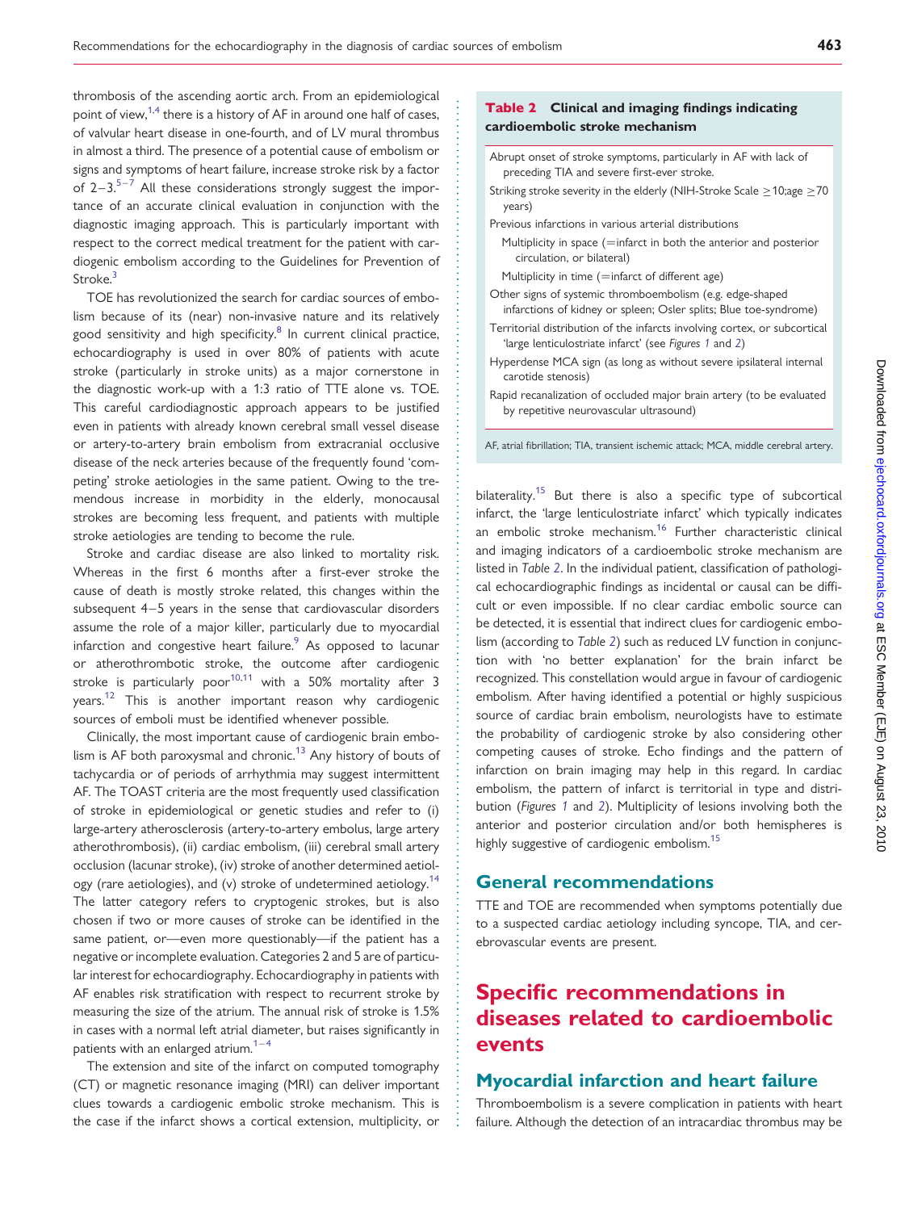thrombosis of the ascending aortic arch. From an epidemiological point of view,[1,4] there is a history of AF in around one half of cases, of valvular heart disease in one-fourth, and of LV mural thrombus in almost a third. The presence of a potential cause of embolism or signs and symptoms of heart failure, increase stroke risk by a factor of 2–3.[5–7] All these considerations strongly suggest the importance of an accurate clinical evaluation in conjunction with the diagnostic imaging approach. This is particularly important with respect to the correct medical treatment for the patient with cardiogenic embolism according to the Guidelines for Prevention of Stroke.[3]

TOE has revolutionized the search for cardiac sources of embolism because of its (near) non-invasive nature and its relatively good sensitivity and high specificity.[8] In current clinical practice, echocardiography is used in over 80% of patients with acute stroke (particularly in stroke units) as a major cornerstone in the diagnostic work-up with a 1:3 ratio of TTE alone vs. TOE. This careful cardiodiagnostic approach appears to be justified even in patients with already known cerebral small vessel disease or artery-to-artery brain embolism from extracranial occlusive disease of the neck arteries because of the frequently found 'competing' stroke aetiologies in the same patient. Owing to the tremendous increase in morbidity in the elderly, monocausal strokes are becoming less frequent, and patients with multiple stroke aetiologies are tending to become the rule.

Stroke and cardiac disease are also linked to mortality risk. Whereas in the first 6 months after a first-ever stroke the cause of death is mostly stroke related, this changes within the subsequent 4–5 years in the sense that cardiovascular disorders assume the role of a major killer, particularly due to myocardial infarction and congestive heart failure.[9] As opposed to lacunar or atherothrombotic stroke, the outcome after cardiogenic stroke is particularly poor[10,11] with a 50% mortality after 3 years.[12] This is another important reason why cardiogenic sources of emboli must be identified whenever possible.

Clinically, the most important cause of cardiogenic brain embolism is AF both paroxysmal and chronic.[13] Any history of bouts of tachycardia or of periods of arrhythmia may suggest intermittent AF. The TOAST criteria are the most frequently used classification of stroke in epidemiological or genetic studies and refer to (i) large-artery atherosclerosis (artery-to-artery embolus, large artery atherothrombosis), (ii) cardiac embolism, (iii) cerebral small artery occlusion (lacunar stroke), (iv) stroke of another determined aetiology (rare aetiologies), and (v) stroke of undetermined aetiology.[14] The latter category refers to cryptogenic strokes, but is also chosen if two or more causes of stroke can be identified in the same patient, or—even more questionably—if the patient has a negative or incomplete evaluation. Categories 2 and 5 are of particular interest for echocardiography. Echocardiography in patients with AF enables risk stratification with respect to recurrent stroke by measuring the size of the atrium. The annual risk of stroke is 1.5% in cases with a normal left atrial diameter, but raises significantly in patients with an enlarged atrium.[1–4]

The extension and site of the infarct on computed tomography (CT) or magnetic resonance imaging (MRI) can deliver important clues towards a cardiogenic embolic stroke mechanism. This is the case if the infarct shows a cortical extension, multiplicity, or bilaterality.[15] But there is also a specific type of subcortical infarct, the 'large lenticulostriate infarct' which typically indicates an embolic stroke mechanism.[16] Further characteristic clinical and imaging indicators of a cardioembolic stroke mechanism are listed in *Table 2*. In the individual patient, classification of pathological echocardiographic findings as incidental or causal can be difficult or even impossible. If no clear cardiac embolic source can be detected, it is essential that indirect clues for cardiogenic embolism (according to *Table 2*) such as reduced LV function in conjunction with 'no better explanation' for the brain infarct be recognized. This constellation would argue in favour of cardiogenic embolism. After having identified a potential or highly suspicious source of cardiac brain embolism, neurologists have to estimate the probability of cardiogenic stroke by also considering other competing causes of stroke. Echo findings and the pattern of infarction on brain imaging may help in this regard. In cardiac embolism, the pattern of infarct is territorial in type and distribution (*Figures 1* and *2*). Multiplicity of lesions involving both the anterior and posterior circulation and/or both hemispheres is highly suggestive of cardiogenic embolism.[15]

**Table 2 Clinical and imaging findings indicating cardioembolic stroke mechanism**

| |
|---|
| Abrupt onset of stroke symptoms, particularly in AF with lack of preceding TIA and severe first-ever stroke. |
| Striking stroke severity in the elderly (NIH-Stroke Scale ≥10;age ≥70 years) |
| Previous infarctions in various arterial distributions |
| Multiplicity in space (=infarct in both the anterior and posterior circulation, or bilateral) |
| Multiplicity in time (=infarct of different age) |
| Other signs of systemic thromboembolism (e.g. edge-shaped infarctions of kidney or spleen; Osler splits; Blue toe-syndrome) |
| Territorial distribution of the infarcts involving cortex, or subcortical 'large lenticulostriate infarct' (see *Figures 1* and *2*) |
| Hyperdense MCA sign (as long as without severe ipsilateral internal carotide stenosis) |
| Rapid recanalization of occluded major brain artery (to be evaluated by repetitive neurovascular ultrasound) |

AF, atrial fibrillation; TIA, transient ischemic attack; MCA, middle cerebral artery.

## General recommendations

TTE and TOE are recommended when symptoms potentially due to a suspected cardiac aetiology including syncope, TIA, and cerebrovascular events are present.

# Specific recommendations in diseases related to cardioembolic events

## Myocardial infarction and heart failure

Thromboembolism is a severe complication in patients with heart failure. Although the detection of an intracardiac thrombus may be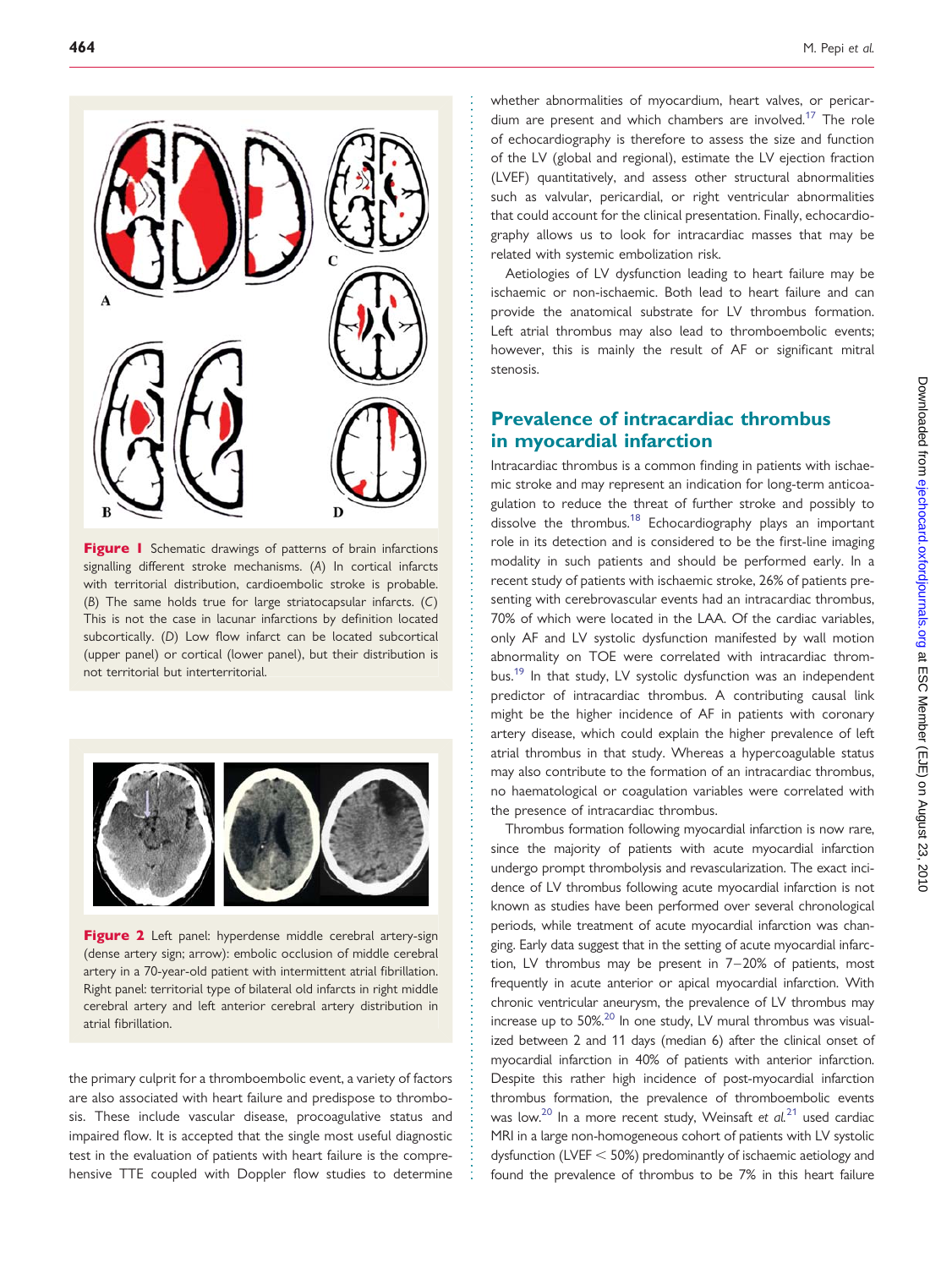**Figure 1** Schematic drawings of patterns of brain infarctions signalling different stroke mechanisms. (*A*) In cortical infarcts with territorial distribution, cardioembolic stroke is probable. (*B*) The same holds true for large striatocapsular infarcts. (*C*) This is not the case in lacunar infarctions by definition located subcortically. (*D*) Low flow infarct can be located subcortical (upper panel) or cortical (lower panel), but their distribution is not territorial but interterritorial.

**Figure 2** Left panel: hyperdense middle cerebral artery-sign (dense artery sign; arrow): embolic occlusion of middle cerebral artery in a 70-year-old patient with intermittent atrial fibrillation. Right panel: territorial type of bilateral old infarcts in right middle cerebral artery and left anterior cerebral artery distribution in atrial fibrillation.

the primary culprit for a thromboembolic event, a variety of factors are also associated with heart failure and predispose to thrombosis. These include vascular disease, procoagulative status and impaired flow. It is accepted that the single most useful diagnostic test in the evaluation of patients with heart failure is the comprehensive TTE coupled with Doppler flow studies to determine whether abnormalities of myocardium, heart valves, or pericardium are present and which chambers are involved.[17] The role of echocardiography is therefore to assess the size and function of the LV (global and regional), estimate the LV ejection fraction (LVEF) quantitatively, and assess other structural abnormalities such as valvular, pericardial, or right ventricular abnormalities that could account for the clinical presentation. Finally, echocardiography allows us to look for intracardiac masses that may be related with systemic embolization risk.

Aetiologies of LV dysfunction leading to heart failure may be ischaemic or non-ischaemic. Both lead to heart failure and can provide the anatomical substrate for LV thrombus formation. Left atrial thrombus may also lead to thromboembolic events; however, this is mainly the result of AF or significant mitral stenosis.

## Prevalence of intracardiac thrombus in myocardial infarction

Intracardiac thrombus is a common finding in patients with ischaemic stroke and may represent an indication for long-term anticoagulation to reduce the threat of further stroke and possibly to dissolve the thrombus.[18] Echocardiography plays an important role in its detection and is considered to be the first-line imaging modality in such patients and should be performed early. In a recent study of patients with ischaemic stroke, 26% of patients presenting with cerebrovascular events had an intracardiac thrombus, 70% of which were located in the LAA. Of the cardiac variables, only AF and LV systolic dysfunction manifested by wall motion abnormality on TOE were correlated with intracardiac thrombus.[19] In that study, LV systolic dysfunction was an independent predictor of intracardiac thrombus. A contributing causal link might be the higher incidence of AF in patients with coronary artery disease, which could explain the higher prevalence of left atrial thrombus in that study. Whereas a hypercoagulable status may also contribute to the formation of an intracardiac thrombus, no haematological or coagulation variables were correlated with the presence of intracardiac thrombus.

Thrombus formation following myocardial infarction is now rare, since the majority of patients with acute myocardial infarction undergo prompt thrombolysis and revascularization. The exact incidence of LV thrombus following acute myocardial infarction is not known as studies have been performed over several chronological periods, while treatment of acute myocardial infarction was changing. Early data suggest that in the setting of acute myocardial infarction, LV thrombus may be present in 7–20% of patients, most frequently in acute anterior or apical myocardial infarction. With chronic ventricular aneurysm, the prevalence of LV thrombus may increase up to 50%.[20] In one study, LV mural thrombus was visualized between 2 and 11 days (median 6) after the clinical onset of myocardial infarction in 40% of patients with anterior infarction. Despite this rather high incidence of post-myocardial infarction thrombus formation, the prevalence of thromboembolic events was low.[20] In a more recent study, Weinsaft *et al.*[21] used cardiac MRI in a large non-homogeneous cohort of patients with LV systolic dysfunction (LVEF < 50%) predominantly of ischaemic aetiology and found the prevalence of thrombus to be 7% in this heart failure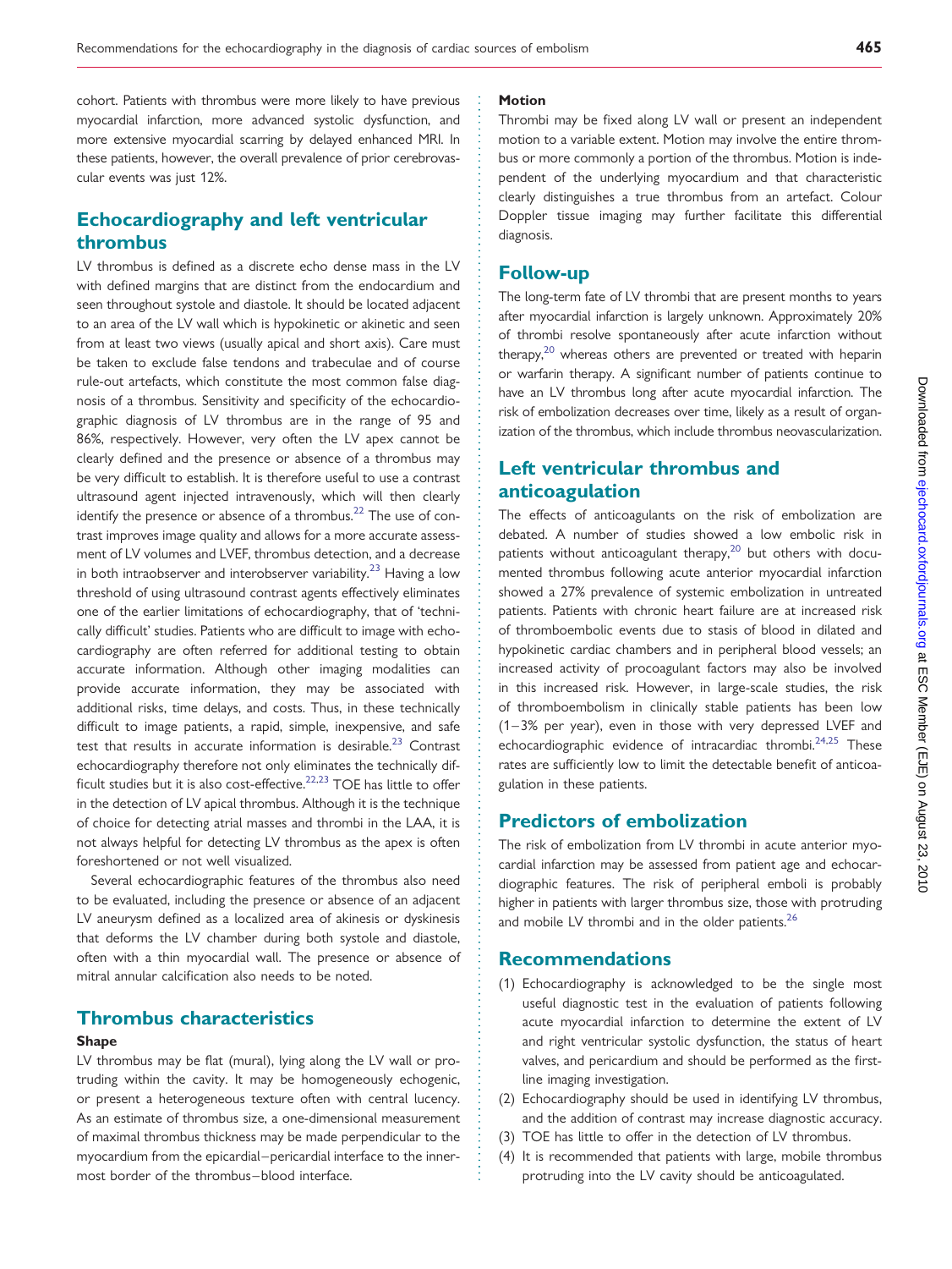cohort. Patients with thrombus were more likely to have previous myocardial infarction, more advanced systolic dysfunction, and more extensive myocardial scarring by delayed enhanced MRI. In these patients, however, the overall prevalence of prior cerebrovascular events was just 12%.

## Echocardiography and left ventricular thrombus

LV thrombus is defined as a discrete echo dense mass in the LV with defined margins that are distinct from the endocardium and seen throughout systole and diastole. It should be located adjacent to an area of the LV wall which is hypokinetic or akinetic and seen from at least two views (usually apical and short axis). Care must be taken to exclude false tendons and trabeculae and of course rule-out artefacts, which constitute the most common false diagnosis of a thrombus. Sensitivity and specificity of the echocardiographic diagnosis of LV thrombus are in the range of 95 and 86%, respectively. However, very often the LV apex cannot be clearly defined and the presence or absence of a thrombus may be very difficult to establish. It is therefore useful to use a contrast ultrasound agent injected intravenously, which will then clearly identify the presence or absence of a thrombus.[22] The use of contrast improves image quality and allows for a more accurate assessment of LV volumes and LVEF, thrombus detection, and a decrease in both intraobserver and interobserver variability.[23] Having a low threshold of using ultrasound contrast agents effectively eliminates one of the earlier limitations of echocardiography, that of 'technically difficult' studies. Patients who are difficult to image with echocardiography are often referred for additional testing to obtain accurate information. Although other imaging modalities can provide accurate information, they may be associated with additional risks, time delays, and costs. Thus, in these technically difficult to image patients, a rapid, simple, inexpensive, and safe test that results in accurate information is desirable.[23] Contrast echocardiography therefore not only eliminates the technically difficult studies but it is also cost-effective.[22,23] TOE has little to offer in the detection of LV apical thrombus. Although it is the technique of choice for detecting atrial masses and thrombi in the LAA, it is not always helpful for detecting LV thrombus as the apex is often foreshortened or not well visualized.

Several echocardiographic features of the thrombus also need to be evaluated, including the presence or absence of an adjacent LV aneurysm defined as a localized area of akinesis or dyskinesis that deforms the LV chamber during both systole and diastole, often with a thin myocardial wall. The presence or absence of mitral annular calcification also needs to be noted.

## Thrombus characteristics

### Shape

LV thrombus may be flat (mural), lying along the LV wall or protruding within the cavity. It may be homogeneously echogenic, or present a heterogeneous texture often with central lucency. As an estimate of thrombus size, a one-dimensional measurement of maximal thrombus thickness may be made perpendicular to the myocardium from the epicardial–pericardial interface to the innermost border of the thrombus–blood interface.

### Motion

Thrombi may be fixed along LV wall or present an independent motion to a variable extent. Motion may involve the entire thrombus or more commonly a portion of the thrombus. Motion is independent of the underlying myocardium and that characteristic clearly distinguishes a true thrombus from an artefact. Colour Doppler tissue imaging may further facilitate this differential diagnosis.

## Follow-up

The long-term fate of LV thrombi that are present months to years after myocardial infarction is largely unknown. Approximately 20% of thrombi resolve spontaneously after acute infarction without therapy,[20] whereas others are prevented or treated with heparin or warfarin therapy. A significant number of patients continue to have an LV thrombus long after acute myocardial infarction. The risk of embolization decreases over time, likely as a result of organization of the thrombus, which include thrombus neovascularization.

## Left ventricular thrombus and anticoagulation

The effects of anticoagulants on the risk of embolization are debated. A number of studies showed a low embolic risk in patients without anticoagulant therapy,[20] but others with documented thrombus following acute anterior myocardial infarction showed a 27% prevalence of systemic embolization in untreated patients. Patients with chronic heart failure are at increased risk of thromboembolic events due to stasis of blood in dilated and hypokinetic cardiac chambers and in peripheral blood vessels; an increased activity of procoagulant factors may also be involved in this increased risk. However, in large-scale studies, the risk of thromboembolism in clinically stable patients has been low (1–3% per year), even in those with very depressed LVEF and echocardiographic evidence of intracardiac thrombi.[24,25] These rates are sufficiently low to limit the detectable benefit of anticoagulation in these patients.

## Predictors of embolization

The risk of embolization from LV thrombi in acute anterior myocardial infarction may be assessed from patient age and echocardiographic features. The risk of peripheral emboli is probably higher in patients with larger thrombus size, those with protruding and mobile LV thrombi and in the older patients.[26]

## Recommendations

(1) Echocardiography is acknowledged to be the single most useful diagnostic test in the evaluation of patients following acute myocardial infarction to determine the extent of LV and right ventricular systolic dysfunction, the status of heart valves, and pericardium and should be performed as the first-line imaging investigation.
(2) Echocardiography should be used in identifying LV thrombus, and the addition of contrast may increase diagnostic accuracy.
(3) TOE has little to offer in the detection of LV thrombus.
(4) It is recommended that patients with large, mobile thrombus protruding into the LV cavity should be anticoagulated.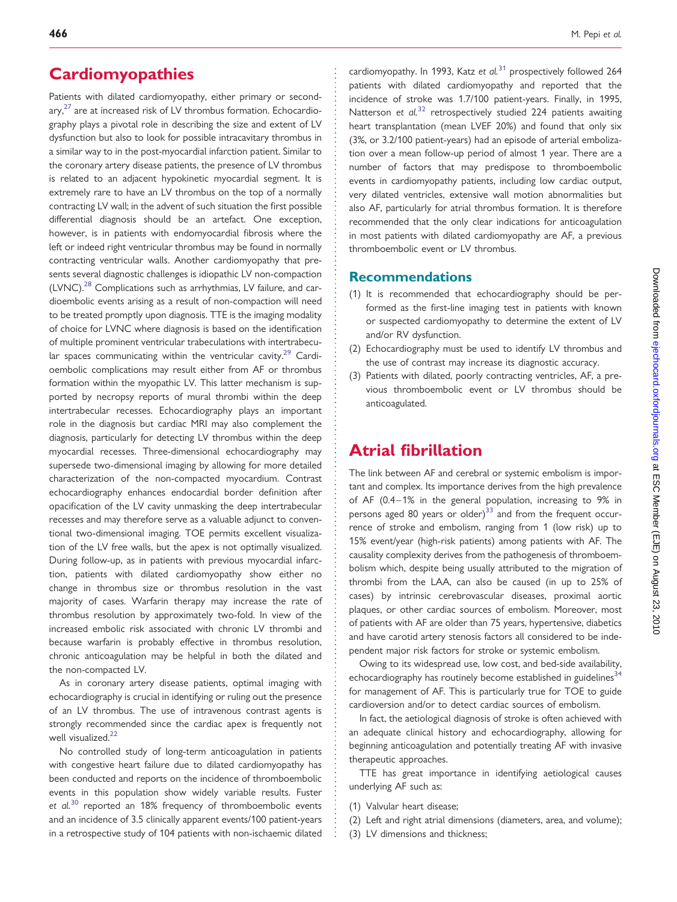## Cardiomyopathies

Patients with dilated cardiomyopathy, either primary or secondary,[27] are at increased risk of LV thrombus formation. Echocardiography plays a pivotal role in describing the size and extent of LV dysfunction but also to look for possible intracavitary thrombus in a similar way to in the post-myocardial infarction patient. Similar to the coronary artery disease patients, the presence of LV thrombus is related to an adjacent hypokinetic myocardial segment. It is extremely rare to have an LV thrombus on the top of a normally contracting LV wall; in the advent of such situation the first possible differential diagnosis should be an artefact. One exception, however, is in patients with endomyocardial fibrosis where the left or indeed right ventricular thrombus may be found in normally contracting ventricular walls. Another cardiomyopathy that presents several diagnostic challenges is idiopathic LV non-compaction (LVNC).[28] Complications such as arrhythmias, LV failure, and cardioembolic events arising as a result of non-compaction will need to be treated promptly upon diagnosis. TTE is the imaging modality of choice for LVNC where diagnosis is based on the identification of multiple prominent ventricular trabeculations with intertrabecular spaces communicating within the ventricular cavity.[29] Cardioembolic complications may result either from AF or thrombus formation within the myopathic LV. This latter mechanism is supported by necropsy reports of mural thrombi within the deep intertrabecular recesses. Echocardiography plays an important role in the diagnosis but cardiac MRI may also complement the diagnosis, particularly for detecting LV thrombus within the deep myocardial recesses. Three-dimensional echocardiography may supersede two-dimensional imaging by allowing for more detailed characterization of the non-compacted myocardium. Contrast echocardiography enhances endocardial border definition after opacification of the LV cavity unmasking the deep intertrabecular recesses and may therefore serve as a valuable adjunct to conventional two-dimensional imaging. TOE permits excellent visualization of the LV free walls, but the apex is not optimally visualized. During follow-up, as in patients with previous myocardial infarction, patients with dilated cardiomyopathy show either no change in thrombus size or thrombus resolution in the vast majority of cases. Warfarin therapy may increase the rate of thrombus resolution by approximately two-fold. In view of the increased embolic risk associated with chronic LV thrombi and because warfarin is probably effective in thrombus resolution, chronic anticoagulation may be helpful in both the dilated and the non-compacted LV.

As in coronary artery disease patients, optimal imaging with echocardiography is crucial in identifying or ruling out the presence of an LV thrombus. The use of intravenous contrast agents is strongly recommended since the cardiac apex is frequently not well visualized.[22]

No controlled study of long-term anticoagulation in patients with congestive heart failure due to dilated cardiomyopathy has been conducted and reports on the incidence of thromboembolic events in this population show widely variable results. Fuster *et al.*[30] reported an 18% frequency of thromboembolic events and an incidence of 3.5 clinically apparent events/100 patient-years in a retrospective study of 104 patients with non-ischaemic dilated cardiomyopathy. In 1993, Katz *et al.*[31] prospectively followed 264 patients with dilated cardiomyopathy and reported that the incidence of stroke was 1.7/100 patient-years. Finally, in 1995, Natterson *et al.*[32] retrospectively studied 224 patients awaiting heart transplantation (mean LVEF 20%) and found that only six (3%, or 3.2/100 patient-years) had an episode of arterial embolization over a mean follow-up period of almost 1 year. There are a number of factors that may predispose to thromboembolic events in cardiomyopathy patients, including low cardiac output, very dilated ventricles, extensive wall motion abnormalities but also AF, particularly for atrial thrombus formation. It is therefore recommended that the only clear indications for anticoagulation in most patients with dilated cardiomyopathy are AF, a previous thromboembolic event or LV thrombus.

### Recommendations

(1) It is recommended that echocardiography should be performed as the first-line imaging test in patients with known or suspected cardiomyopathy to determine the extent of LV and/or RV dysfunction.
(2) Echocardiography must be used to identify LV thrombus and the use of contrast may increase its diagnostic accuracy.
(3) Patients with dilated, poorly contracting ventricles, AF, a previous thromboembolic event or LV thrombus should be anticoagulated.

## Atrial fibrillation

The link between AF and cerebral or systemic embolism is important and complex. Its importance derives from the high prevalence of AF (0.4–1% in the general population, increasing to 9% in persons aged 80 years or older)[33] and from the frequent occurrence of stroke and embolism, ranging from 1 (low risk) up to 15% event/year (high-risk patients) among patients with AF. The causality complexity derives from the pathogenesis of thromboembolism which, despite being usually attributed to the migration of thrombi from the LAA, can also be caused (in up to 25% of cases) by intrinsic cerebrovascular diseases, proximal aortic plaques, or other cardiac sources of embolism. Moreover, most of patients with AF are older than 75 years, hypertensive, diabetics and have carotid artery stenosis factors all considered to be independent major risk factors for stroke or systemic embolism.

Owing to its widespread use, low cost, and bed-side availability, echocardiography has routinely become established in guidelines[34] for management of AF. This is particularly true for TOE to guide cardioversion and/or to detect cardiac sources of embolism.

In fact, the aetiological diagnosis of stroke is often achieved with an adequate clinical history and echocardiography, allowing for beginning anticoagulation and potentially treating AF with invasive therapeutic approaches.

TTE has great importance in identifying aetiological causes underlying AF such as:

(1) Valvular heart disease;
(2) Left and right atrial dimensions (diameters, area, and volume);
(3) LV dimensions and thickness;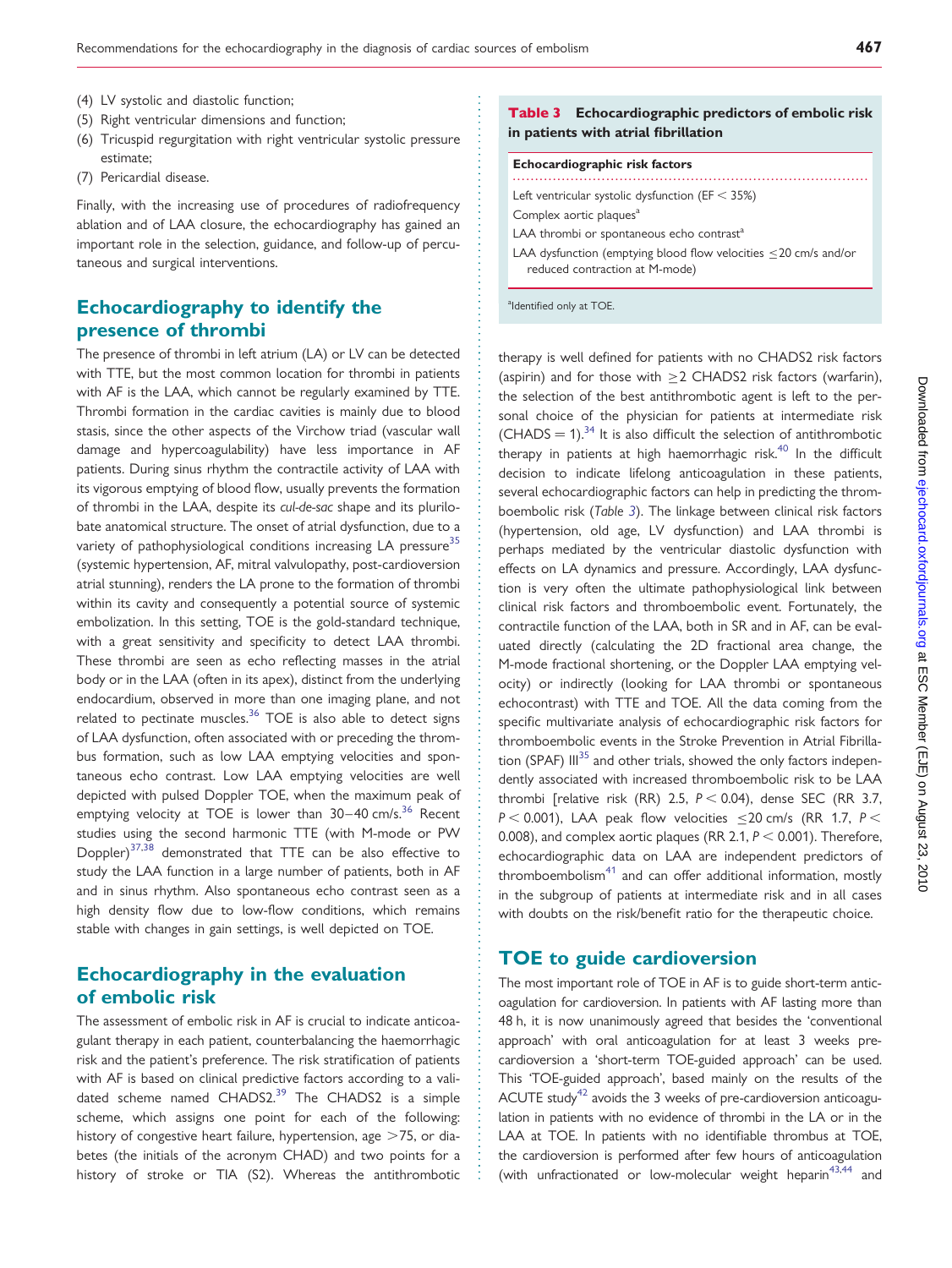(4) LV systolic and diastolic function;
(5) Right ventricular dimensions and function;
(6) Tricuspid regurgitation with right ventricular systolic pressure estimate;
(7) Pericardial disease.

Finally, with the increasing use of procedures of radiofrequency ablation and of LAA closure, the echocardiography has gained an important role in the selection, guidance, and follow-up of percutaneous and surgical interventions.

## Echocardiography to identify the presence of thrombi

The presence of thrombi in left atrium (LA) or LV can be detected with TTE, but the most common location for thrombi in patients with AF is the LAA, which cannot be regularly examined by TTE. Thrombi formation in the cardiac cavities is mainly due to blood stasis, since the other aspects of the Virchow triad (vascular wall damage and hypercoagulability) have less importance in AF patients. During sinus rhythm the contractile activity of LAA with its vigorous emptying of blood flow, usually prevents the formation of thrombi in the LAA, despite its *cul-de-sac* shape and its plurilobate anatomical structure. The onset of atrial dysfunction, due to a variety of pathophysiological conditions increasing LA pressure[35] (systemic hypertension, AF, mitral valvulopathy, post-cardioversion atrial stunning), renders the LA prone to the formation of thrombi within its cavity and consequently a potential source of systemic embolization. In this setting, TOE is the gold-standard technique, with a great sensitivity and specificity to detect LAA thrombi. These thrombi are seen as echo reflecting masses in the atrial body or in the LAA (often in its apex), distinct from the underlying endocardium, observed in more than one imaging plane, and not related to pectinate muscles.[36] TOE is also able to detect signs of LAA dysfunction, often associated with or preceding the thrombus formation, such as low LAA emptying velocities and spontaneous echo contrast. Low LAA emptying velocities are well depicted with pulsed Doppler TOE, when the maximum peak of emptying velocity at TOE is lower than 30–40 cm/s.[36] Recent studies using the second harmonic TTE (with M-mode or PW Doppler)[37,38] demonstrated that TTE can be also effective to study the LAA function in a large number of patients, both in AF and in sinus rhythm. Also spontaneous echo contrast seen as a high density flow due to low-flow conditions, which remains stable with changes in gain settings, is well depicted on TOE.

## Echocardiography in the evaluation of embolic risk

The assessment of embolic risk in AF is crucial to indicate anticoagulant therapy in each patient, counterbalancing the haemorrhagic risk and the patient's preference. The risk stratification of patients with AF is based on clinical predictive factors according to a validated scheme named CHADS2.[39] The CHADS2 is a simple scheme, which assigns one point for each of the following: history of congestive heart failure, hypertension, age >75, or diabetes (the initials of the acronym CHAD) and two points for a history of stroke or TIA (S2). Whereas the antithrombotic therapy is well defined for patients with no CHADS2 risk factors (aspirin) and for those with ≥2 CHADS2 risk factors (warfarin), the selection of the best antithrombotic agent is left to the personal choice of the physician for patients at intermediate risk (CHADS = 1).[34] It is also difficult the selection of antithrombotic therapy in patients at high haemorrhagic risk.[40] In the difficult decision to indicate lifelong anticoagulation in these patients, several echocardiographic factors can help in predicting the thromboembolic risk (*Table 3*). The linkage between clinical risk factors (hypertension, old age, LV dysfunction) and LAA thrombi is perhaps mediated by the ventricular diastolic dysfunction with effects on LA dynamics and pressure. Accordingly, LAA dysfunction is very often the ultimate pathophysiological link between clinical risk factors and thromboembolic event. Fortunately, the contractile function of the LAA, both in SR and in AF, can be evaluated directly (calculating the 2D fractional area change, the M-mode fractional shortening, or the Doppler LAA emptying velocity) or indirectly (looking for LAA thrombi or spontaneous echocontrast) with TTE and TOE. All the data coming from the specific multivariate analysis of echocardiographic risk factors for thromboembolic events in the Stroke Prevention in Atrial Fibrillation (SPAF) III[35] and other trials, showed the only factors independently associated with increased thromboembolic risk to be LAA thrombi [relative risk (RR) 2.5, $P < 0.04$), dense SEC (RR 3.7, $P < 0.001$), LAA peak flow velocities ≤20 cm/s (RR 1.7, $P < 0.008$), and complex aortic plaques (RR 2.1, $P < 0.001$). Therefore, echocardiographic data on LAA are independent predictors of thromboembolism[41] and can offer additional information, mostly in the subgroup of patients at intermediate risk and in all cases with doubts on the risk/benefit ratio for the therapeutic choice.

**Table 3** Echocardiographic predictors of embolic risk in patients with atrial fibrillation

| Echocardiographic risk factors |
|---|
| Left ventricular systolic dysfunction (EF < 35%) |
| Complex aortic plaques[a] |
| LAA thrombi or spontaneous echo contrast[a] |
| LAA dysfunction (emptying blood flow velocities ≤20 cm/s and/or reduced contraction at M-mode) |

[a]Identified only at TOE.

## TOE to guide cardioversion

The most important role of TOE in AF is to guide short-term anticoagulation for cardioversion. In patients with AF lasting more than 48 h, it is now unanimously agreed that besides the 'conventional approach' with oral anticoagulation for at least 3 weeks pre-cardioversion a 'short-term TOE-guided approach' can be used. This 'TOE-guided approach', based mainly on the results of the ACUTE study[42] avoids the 3 weeks of pre-cardioversion anticoagulation in patients with no evidence of thrombi in the LA or in the LAA at TOE. In patients with no identifiable thrombus at TOE, the cardioversion is performed after few hours of anticoagulation (with unfractionated or low-molecular weight heparin[43,44] and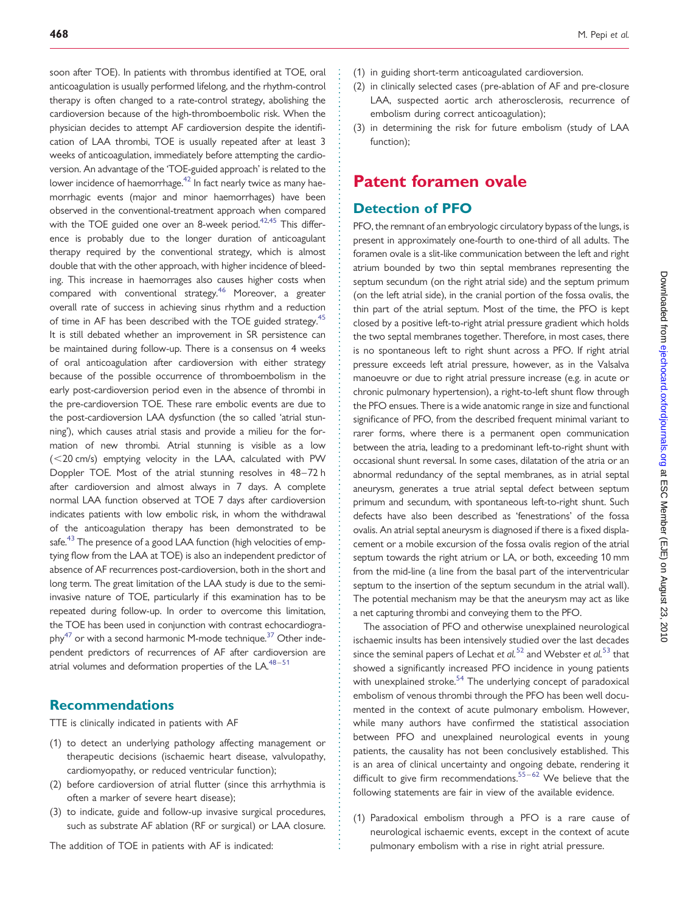soon after TOE). In patients with thrombus identified at TOE, oral anticoagulation is usually performed lifelong, and the rhythm-control therapy is often changed to a rate-control strategy, abolishing the cardioversion because of the high-thromboembolic risk. When the physician decides to attempt AF cardioversion despite the identification of LAA thrombi, TOE is usually repeated after at least 3 weeks of anticoagulation, immediately before attempting the cardioversion. An advantage of the 'TOE-guided approach' is related to the lower incidence of haemorrhage.[42] In fact nearly twice as many haemorrhagic events (major and minor haemorrhages) have been observed in the conventional-treatment approach when compared with the TOE guided one over an 8-week period.[42,45] This difference is probably due to the longer duration of anticoagulant therapy required by the conventional strategy, which is almost double that with the other approach, with higher incidence of bleeding. This increase in haemorrhages also causes higher costs when compared with conventional strategy.[46] Moreover, a greater overall rate of success in achieving sinus rhythm and a reduction of time in AF has been described with the TOE guided strategy.[45] It is still debated whether an improvement in SR persistence can be maintained during follow-up. There is a consensus on 4 weeks of oral anticoagulation after cardioversion with either strategy because of the possible occurrence of thromboembolism in the early post-cardioversion period even in the absence of thrombi in the pre-cardioversion TOE. These rare embolic events are due to the post-cardioversion LAA dysfunction (the so called 'atrial stunning'), which causes atrial stasis and provide a milieu for the formation of new thrombi. Atrial stunning is visible as a low (<20 cm/s) emptying velocity in the LAA, calculated with PW Doppler TOE. Most of the atrial stunning resolves in 48–72 h after cardioversion and almost always in 7 days. A complete normal LAA function observed at TOE 7 days after cardioversion indicates patients with low embolic risk, in whom the withdrawal of the anticoagulation therapy has been demonstrated to be safe.[43] The presence of a good LAA function (high velocities of emptying flow from the LAA at TOE) is also an independent predictor of absence of AF recurrences post-cardioversion, both in the short and long term. The great limitation of the LAA study is due to the semi-invasive nature of TOE, particularly if this examination has to be repeated during follow-up. In order to overcome this limitation, the TOE has been used in conjunction with contrast echocardiography[47] or with a second harmonic M-mode technique.[37] Other independent predictors of recurrences of AF after cardioversion are atrial volumes and deformation properties of the LA.[48–51]

### Recommendations

TTE is clinically indicated in patients with AF

(1) to detect an underlying pathology affecting management or therapeutic decisions (ischaemic heart disease, valvulopathy, cardiomyopathy, or reduced ventricular function);
(2) before cardioversion of atrial flutter (since this arrhythmia is often a marker of severe heart disease);
(3) to indicate, guide and follow-up invasive surgical procedures, such as substrate AF ablation (RF or surgical) or LAA closure.

The addition of TOE in patients with AF is indicated:

(1) in guiding short-term anticoagulated cardioversion.
(2) in clinically selected cases (pre-ablation of AF and pre-closure LAA, suspected aortic arch atherosclerosis, recurrence of embolism during correct anticoagulation);
(3) in determining the risk for future embolism (study of LAA function);

## Patent foramen ovale

### Detection of PFO

PFO, the remnant of an embryologic circulatory bypass of the lungs, is present in approximately one-fourth to one-third of all adults. The foramen ovale is a slit-like communication between the left and right atrium bounded by two thin septal membranes representing the septum secundum (on the right atrial side) and the septum primum (on the left atrial side), in the cranial portion of the fossa ovalis, the thin part of the atrial septum. Most of the time, the PFO is kept closed by a positive left-to-right atrial pressure gradient which holds the two septal membranes together. Therefore, in most cases, there is no spontaneous left to right shunt across a PFO. If right atrial pressure exceeds left atrial pressure, however, as in the Valsalva manoeuvre or due to right atrial pressure increase (e.g. in acute or chronic pulmonary hypertension), a right-to-left shunt flow through the PFO ensues. There is a wide anatomic range in size and functional significance of PFO, from the described frequent minimal variant to rarer forms, where there is a permanent open communication between the atria, leading to a predominant left-to-right shunt with occasional shunt reversal. In some cases, dilatation of the atria or an abnormal redundancy of the septal membranes, as in atrial septal aneurysm, generates a true atrial septal defect between septum primum and secundum, with spontaneous left-to-right shunt. Such defects have also been described as 'fenestrations' of the fossa ovalis. An atrial septal aneurysm is diagnosed if there is a fixed displacement or a mobile excursion of the fossa ovalis region of the atrial septum towards the right atrium or LA, or both, exceeding 10 mm from the mid-line (a line from the basal part of the interventricular septum to the insertion of the septum secundum in the atrial wall). The potential mechanism may be that the aneurysm may act as like a net capturing thrombi and conveying them to the PFO.

The association of PFO and otherwise unexplained neurological ischaemic insults has been intensively studied over the last decades since the seminal papers of Lechat *et al.*[52] and Webster *et al.*[53] that showed a significantly increased PFO incidence in young patients with unexplained stroke.[54] The underlying concept of paradoxical embolism of venous thrombi through the PFO has been well documented in the context of acute pulmonary embolism. However, while many authors have confirmed the statistical association between PFO and unexplained neurological events in young patients, the causality has not been conclusively established. This is an area of clinical uncertainty and ongoing debate, rendering it difficult to give firm recommendations.[55–62] We believe that the following statements are fair in view of the available evidence.

(1) Paradoxical embolism through a PFO is a rare cause of neurological ischaemic events, except in the context of acute pulmonary embolism with a rise in right atrial pressure.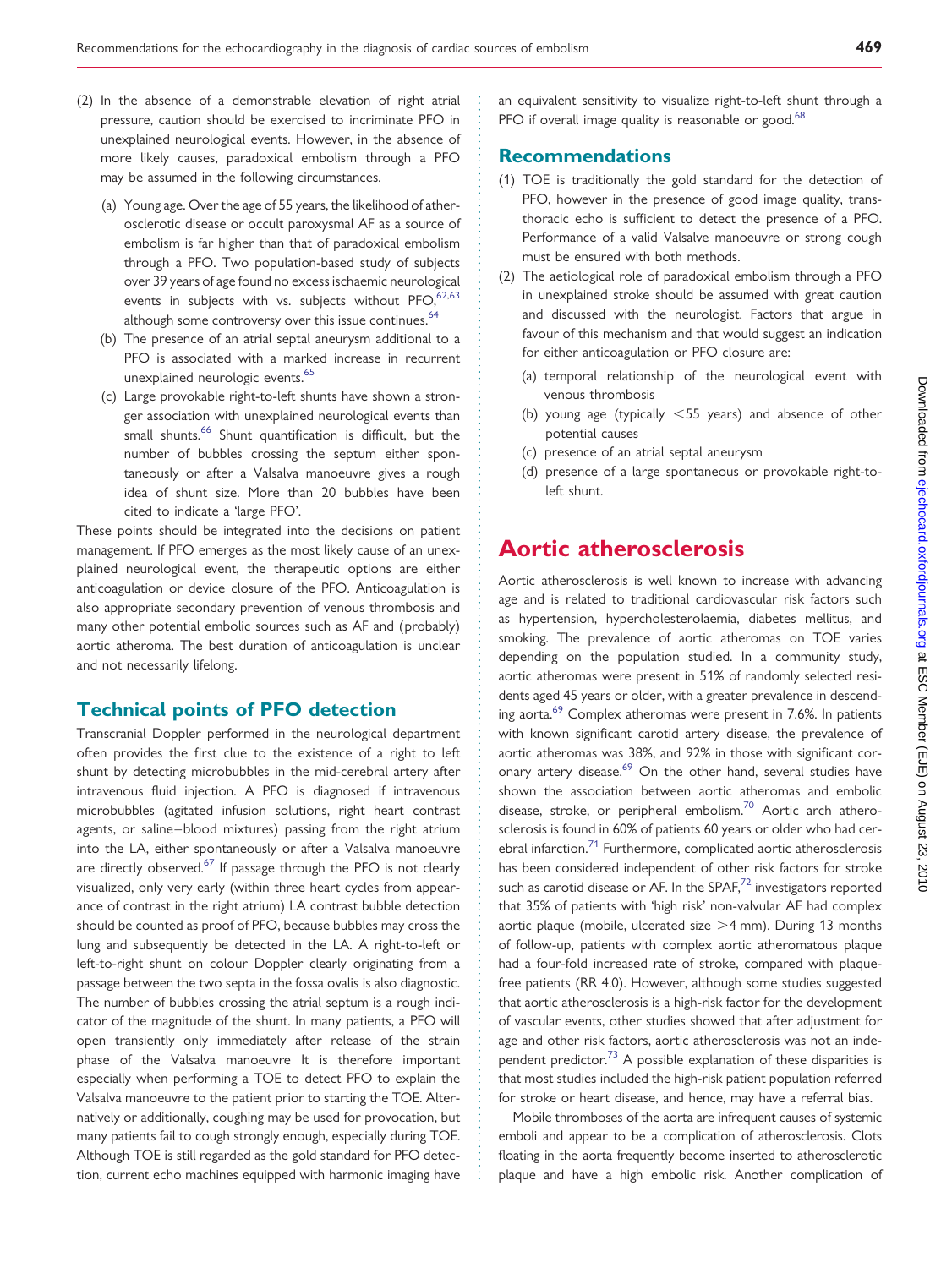(2) In the absence of a demonstrable elevation of right atrial pressure, caution should be exercised to incriminate PFO in unexplained neurological events. However, in the absence of more likely causes, paradoxical embolism through a PFO may be assumed in the following circumstances.

   (a) Young age. Over the age of 55 years, the likelihood of atherosclerotic disease or occult paroxysmal AF as a source of embolism is far higher than that of paradoxical embolism through a PFO. Two population-based study of subjects over 39 years of age found no excess ischaemic neurological events in subjects with vs. subjects without PFO,[62,63] although some controversy over this issue continues.[64]
   (b) The presence of an atrial septal aneurysm additional to a PFO is associated with a marked increase in recurrent unexplained neurologic events.[65]
   (c) Large provokable right-to-left shunts have shown a stronger association with unexplained neurological events than small shunts.[66] Shunt quantification is difficult, but the number of bubbles crossing the septum either spontaneously or after a Valsalva manoeuvre gives a rough idea of shunt size. More than 20 bubbles have been cited to indicate a 'large PFO'.

These points should be integrated into the decisions on patient management. If PFO emerges as the most likely cause of an unexplained neurological event, the therapeutic options are either anticoagulation or device closure of the PFO. Anticoagulation is also appropriate secondary prevention of venous thrombosis and many other potential embolic sources such as AF and (probably) aortic atheroma. The best duration of anticoagulation is unclear and not necessarily lifelong.

## Technical points of PFO detection

Transcranial Doppler performed in the neurological department often provides the first clue to the existence of a right to left shunt by detecting microbubbles in the mid-cerebral artery after intravenous fluid injection. A PFO is diagnosed if intravenous microbubbles (agitated infusion solutions, right heart contrast agents, or saline–blood mixtures) passing from the right atrium into the LA, either spontaneously or after a Valsalva manoeuvre are directly observed.[67] If passage through the PFO is not clearly visualized, only very early (within three heart cycles from appearance of contrast in the right atrium) LA contrast bubble detection should be counted as proof of PFO, because bubbles may cross the lung and subsequently be detected in the LA. A right-to-left or left-to-right shunt on colour Doppler clearly originating from a passage between the two septa in the fossa ovalis is also diagnostic. The number of bubbles crossing the atrial septum is a rough indicator of the magnitude of the shunt. In many patients, a PFO will open transiently only immediately after release of the strain phase of the Valsalva manoeuvre It is therefore important especially when performing a TOE to detect PFO to explain the Valsalva manoeuvre to the patient prior to starting the TOE. Alternatively or additionally, coughing may be used for provocation, but many patients fail to cough strongly enough, especially during TOE. Although TOE is still regarded as the gold standard for PFO detection, current echo machines equipped with harmonic imaging have an equivalent sensitivity to visualize right-to-left shunt through a PFO if overall image quality is reasonable or good.[68]

## Recommendations

(1) TOE is traditionally the gold standard for the detection of PFO, however in the presence of good image quality, transthoracic echo is sufficient to detect the presence of a PFO. Performance of a valid Valsalve manoeuvre or strong cough must be ensured with both methods.
(2) The aetiological role of paradoxical embolism through a PFO in unexplained stroke should be assumed with great caution and discussed with the neurologist. Factors that argue in favour of this mechanism and that would suggest an indication for either anticoagulation or PFO closure are:

   (a) temporal relationship of the neurological event with venous thrombosis
   (b) young age (typically <55 years) and absence of other potential causes
   (c) presence of an atrial septal aneurysm
   (d) presence of a large spontaneous or provokable right-to-left shunt.

# Aortic atherosclerosis

Aortic atherosclerosis is well known to increase with advancing age and is related to traditional cardiovascular risk factors such as hypertension, hypercholesterolaemia, diabetes mellitus, and smoking. The prevalence of aortic atheromas on TOE varies depending on the population studied. In a community study, aortic atheromas were present in 51% of randomly selected residents aged 45 years or older, with a greater prevalence in descending aorta.[69] Complex atheromas were present in 7.6%. In patients with known significant carotid artery disease, the prevalence of aortic atheromas was 38%, and 92% in those with significant coronary artery disease.[69] On the other hand, several studies have shown the association between aortic atheromas and embolic disease, stroke, or peripheral embolism.[70] Aortic arch atherosclerosis is found in 60% of patients 60 years or older who had cerebral infarction.[71] Furthermore, complicated aortic atherosclerosis has been considered independent of other risk factors for stroke such as carotid disease or AF. In the SPAF,[72] investigators reported that 35% of patients with 'high risk' non-valvular AF had complex aortic plaque (mobile, ulcerated size >4 mm). During 13 months of follow-up, patients with complex aortic atheromatous plaque had a four-fold increased rate of stroke, compared with plaque-free patients (RR 4.0). However, although some studies suggested that aortic atherosclerosis is a high-risk factor for the development of vascular events, other studies showed that after adjustment for age and other risk factors, aortic atherosclerosis was not an independent predictor.[73] A possible explanation of these disparities is that most studies included the high-risk patient population referred for stroke or heart disease, and hence, may have a referral bias.

Mobile thromboses of the aorta are infrequent causes of systemic emboli and appear to be a complication of atherosclerosis. Clots floating in the aorta frequently become inserted to atherosclerotic plaque and have a high embolic risk. Another complication of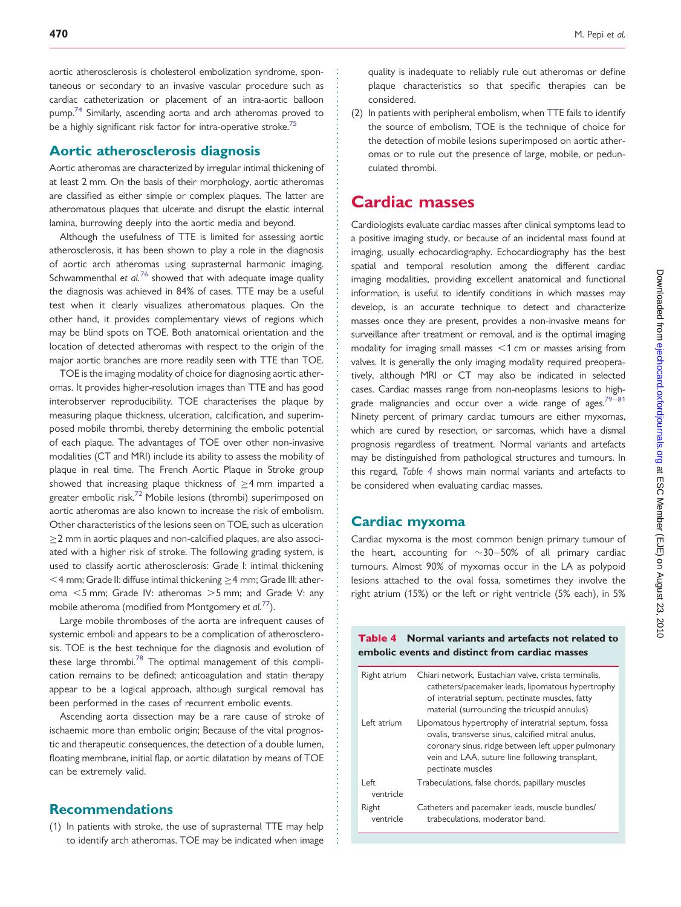aortic atherosclerosis is cholesterol embolization syndrome, spontaneous or secondary to an invasive vascular procedure such as cardiac catheterization or placement of an intra-aortic balloon pump.[74] Similarly, ascending aorta and arch atheromas proved to be a highly significant risk factor for intra-operative stroke.[75]

## Aortic atherosclerosis diagnosis

Aortic atheromas are characterized by irregular intimal thickening of at least 2 mm. On the basis of their morphology, aortic atheromas are classified as either simple or complex plaques. The latter are atheromatous plaques that ulcerate and disrupt the elastic internal lamina, burrowing deeply into the aortic media and beyond.

Although the usefulness of TTE is limited for assessing aortic atherosclerosis, it has been shown to play a role in the diagnosis of aortic arch atheromas using suprasternal harmonic imaging. Schwammenthal *et al.*[76] showed that with adequate image quality the diagnosis was achieved in 84% of cases. TTE may be a useful test when it clearly visualizes atheromatous plaques. On the other hand, it provides complementary views of regions which may be blind spots on TOE. Both anatomical orientation and the location of detected atheromas with respect to the origin of the major aortic branches are more readily seen with TTE than TOE.

TOE is the imaging modality of choice for diagnosing aortic atheromas. It provides higher-resolution images than TTE and has good interobserver reproducibility. TOE characterises the plaque by measuring plaque thickness, ulceration, calcification, and superimposed mobile thrombi, thereby determining the embolic potential of each plaque. The advantages of TOE over other non-invasive modalities (CT and MRI) include its ability to assess the mobility of plaque in real time. The French Aortic Plaque in Stroke group showed that increasing plaque thickness of ≥4 mm imparted a greater embolic risk.[72] Mobile lesions (thrombi) superimposed on aortic atheromas are also known to increase the risk of embolism. Other characteristics of the lesions seen on TOE, such as ulceration ≥2 mm in aortic plaques and non-calcified plaques, are also associated with a higher risk of stroke. The following grading system, is used to classify aortic atherosclerosis: Grade I: intimal thickening <4 mm; Grade II: diffuse intimal thickening ≥4 mm; Grade III: atheroma <5 mm; Grade IV: atheromas >5 mm; and Grade V: any mobile atheroma (modified from Montgomery *et al.*[77]).

Large mobile thromboses of the aorta are infrequent causes of systemic emboli and appears to be a complication of atherosclerosis. TOE is the best technique for the diagnosis and evolution of these large thrombi.[78] The optimal management of this complication remains to be defined; anticoagulation and statin therapy appear to be a logical approach, although surgical removal has been performed in the cases of recurrent embolic events.

Ascending aorta dissection may be a rare cause of stroke of ischaemic more than embolic origin; Because of the vital prognostic and therapeutic consequences, the detection of a double lumen, floating membrane, initial flap, or aortic dilatation by means of TOE can be extremely valid.

## Recommendations

(1) In patients with stroke, the use of suprasternal TTE may help to identify arch atheromas. TOE may be indicated when image quality is inadequate to reliably rule out atheromas or define plaque characteristics so that specific therapies can be considered.

(2) In patients with peripheral embolism, when TTE fails to identify the source of embolism, TOE is the technique of choice for the detection of mobile lesions superimposed on aortic atheromas or to rule out the presence of large, mobile, or pedunculated thrombi.

# Cardiac masses

Cardiologists evaluate cardiac masses after clinical symptoms lead to a positive imaging study, or because of an incidental mass found at imaging, usually echocardiography. Echocardiography has the best spatial and temporal resolution among the different cardiac imaging modalities, providing excellent anatomical and functional information, is useful to identify conditions in which masses may develop, is an accurate technique to detect and characterize masses once they are present, provides a non-invasive means for surveillance after treatment or removal, and is the optimal imaging modality for imaging small masses <1 cm or masses arising from valves. It is generally the only imaging modality required preoperatively, although MRI or CT may also be indicated in selected cases. Cardiac masses range from non-neoplasms lesions to high-grade malignancies and occur over a wide range of ages.[79–81] Ninety percent of primary cardiac tumours are either myxomas, which are cured by resection, or sarcomas, which have a dismal prognosis regardless of treatment. Normal variants and artefacts may be distinguished from pathological structures and tumours. In this regard, *Table 4* shows main normal variants and artefacts to be considered when evaluating cardiac masses.

## Cardiac myxoma

Cardiac myxoma is the most common benign primary tumour of the heart, accounting for ∼30–50% of all primary cardiac tumours. Almost 90% of myxomas occur in the LA as polypoid lesions attached to the oval fossa, sometimes they involve the right atrium (15%) or the left or right ventricle (5% each), in 5%

**Table 4 Normal variants and artefacts not related to embolic events and distinct from cardiac masses**

| | |
|---|---|
| Right atrium | Chiari network, Eustachian valve, crista terminalis, catheters/pacemaker leads, lipomatous hypertrophy of interatrial septum, pectinate muscles, fatty material (surrounding the tricuspid annulus) |
| Left atrium | Lipomatous hypertrophy of interatrial septum, fossa ovalis, transverse sinus, calcified mitral anulus, coronary sinus, ridge between left upper pulmonary vein and LAA, suture line following transplant, pectinate muscles |
| Left ventricle | Trabeculations, false chords, papillary muscles |
| Right ventricle | Catheters and pacemaker leads, muscle bundles/trabeculations, moderator band. |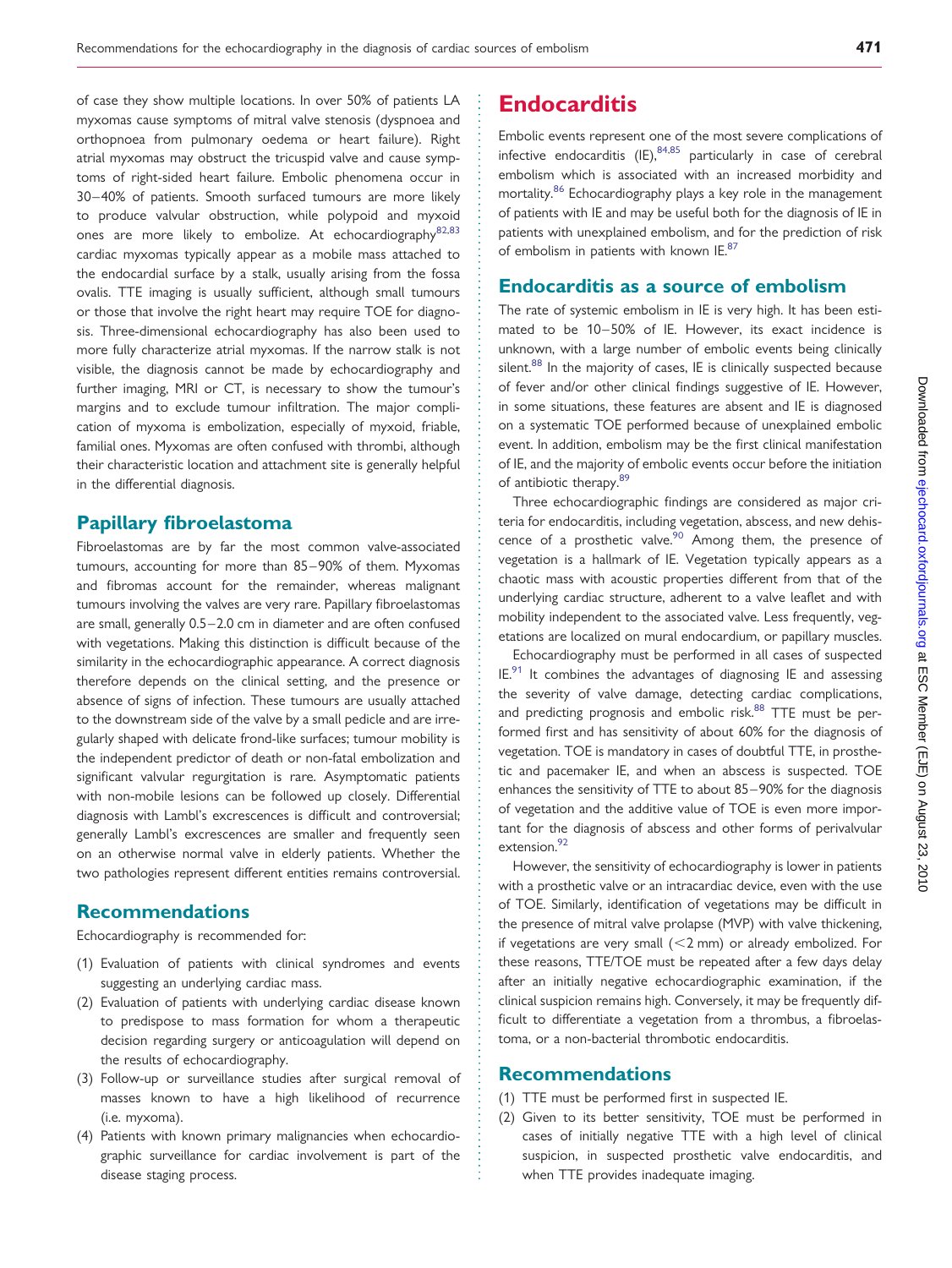of case they show multiple locations. In over 50% of patients LA myxomas cause symptoms of mitral valve stenosis (dyspnoea and orthopnoea from pulmonary oedema or heart failure). Right atrial myxomas may obstruct the tricuspid valve and cause symptoms of right-sided heart failure. Embolic phenomena occur in 30–40% of patients. Smooth surfaced tumours are more likely to produce valvular obstruction, while polypoid and myxoid ones are more likely to embolize. At echocardiography[82,83] cardiac myxomas typically appear as a mobile mass attached to the endocardial surface by a stalk, usually arising from the fossa ovalis. TTE imaging is usually sufficient, although small tumours or those that involve the right heart may require TOE for diagnosis. Three-dimensional echocardiography has also been used to more fully characterize atrial myxomas. If the narrow stalk is not visible, the diagnosis cannot be made by echocardiography and further imaging, MRI or CT, is necessary to show the tumour's margins and to exclude tumour infiltration. The major complication of myxoma is embolization, especially of myxoid, friable, familial ones. Myxomas are often confused with thrombi, although their characteristic location and attachment site is generally helpful in the differential diagnosis.

## Papillary fibroelastoma

Fibroelastomas are by far the most common valve-associated tumours, accounting for more than 85–90% of them. Myxomas and fibromas account for the remainder, whereas malignant tumours involving the valves are very rare. Papillary fibroelastomas are small, generally 0.5–2.0 cm in diameter and are often confused with vegetations. Making this distinction is difficult because of the similarity in the echocardiographic appearance. A correct diagnosis therefore depends on the clinical setting, and the presence or absence of signs of infection. These tumours are usually attached to the downstream side of the valve by a small pedicle and are irregularly shaped with delicate frond-like surfaces; tumour mobility is the independent predictor of death or non-fatal embolization and significant valvular regurgitation is rare. Asymptomatic patients with non-mobile lesions can be followed up closely. Differential diagnosis with Lambl's excrescences is difficult and controversial; generally Lambl's excrescences are smaller and frequently seen on an otherwise normal valve in elderly patients. Whether the two pathologies represent different entities remains controversial.

## Recommendations

Echocardiography is recommended for:

(1) Evaluation of patients with clinical syndromes and events suggesting an underlying cardiac mass.
(2) Evaluation of patients with underlying cardiac disease known to predispose to mass formation for whom a therapeutic decision regarding surgery or anticoagulation will depend on the results of echocardiography.
(3) Follow-up or surveillance studies after surgical removal of masses known to have a high likelihood of recurrence (i.e. myxoma).
(4) Patients with known primary malignancies when echocardiographic surveillance for cardiac involvement is part of the disease staging process.

# Endocarditis

Embolic events represent one of the most severe complications of infective endocarditis (IE),[84,85] particularly in case of cerebral embolism which is associated with an increased morbidity and mortality.[86] Echocardiography plays a key role in the management of patients with IE and may be useful both for the diagnosis of IE in patients with unexplained embolism, and for the prediction of risk of embolism in patients with known IE.[87]

## Endocarditis as a source of embolism

The rate of systemic embolism in IE is very high. It has been estimated to be 10–50% of IE. However, its exact incidence is unknown, with a large number of embolic events being clinically silent.[88] In the majority of cases, IE is clinically suspected because of fever and/or other clinical findings suggestive of IE. However, in some situations, these features are absent and IE is diagnosed on a systematic TOE performed because of unexplained embolic event. In addition, embolism may be the first clinical manifestation of IE, and the majority of embolic events occur before the initiation of antibiotic therapy.[89]

Three echocardiographic findings are considered as major criteria for endocarditis, including vegetation, abscess, and new dehiscence of a prosthetic valve.[90] Among them, the presence of vegetation is a hallmark of IE. Vegetation typically appears as a chaotic mass with acoustic properties different from that of the underlying cardiac structure, adherent to a valve leaflet and with mobility independent to the associated valve. Less frequently, vegetations are localized on mural endocardium, or papillary muscles.

Echocardiography must be performed in all cases of suspected IE.[91] It combines the advantages of diagnosing IE and assessing the severity of valve damage, detecting cardiac complications, and predicting prognosis and embolic risk.[88] TTE must be performed first and has sensitivity of about 60% for the diagnosis of vegetation. TOE is mandatory in cases of doubtful TTE, in prosthetic and pacemaker IE, and when an abscess is suspected. TOE enhances the sensitivity of TTE to about 85–90% for the diagnosis of vegetation and the additive value of TOE is even more important for the diagnosis of abscess and other forms of perivalvular extension.[92]

However, the sensitivity of echocardiography is lower in patients with a prosthetic valve or an intracardiac device, even with the use of TOE. Similarly, identification of vegetations may be difficult in the presence of mitral valve prolapse (MVP) with valve thickening, if vegetations are very small (<2 mm) or already embolized. For these reasons, TTE/TOE must be repeated after a few days delay after an initially negative echocardiographic examination, if the clinical suspicion remains high. Conversely, it may be frequently difficult to differentiate a vegetation from a thrombus, a fibroelastoma, or a non-bacterial thrombotic endocarditis.

## Recommendations

(1) TTE must be performed first in suspected IE.
(2) Given to its better sensitivity, TOE must be performed in cases of initially negative TTE with a high level of clinical suspicion, in suspected prosthetic valve endocarditis, and when TTE provides inadequate imaging.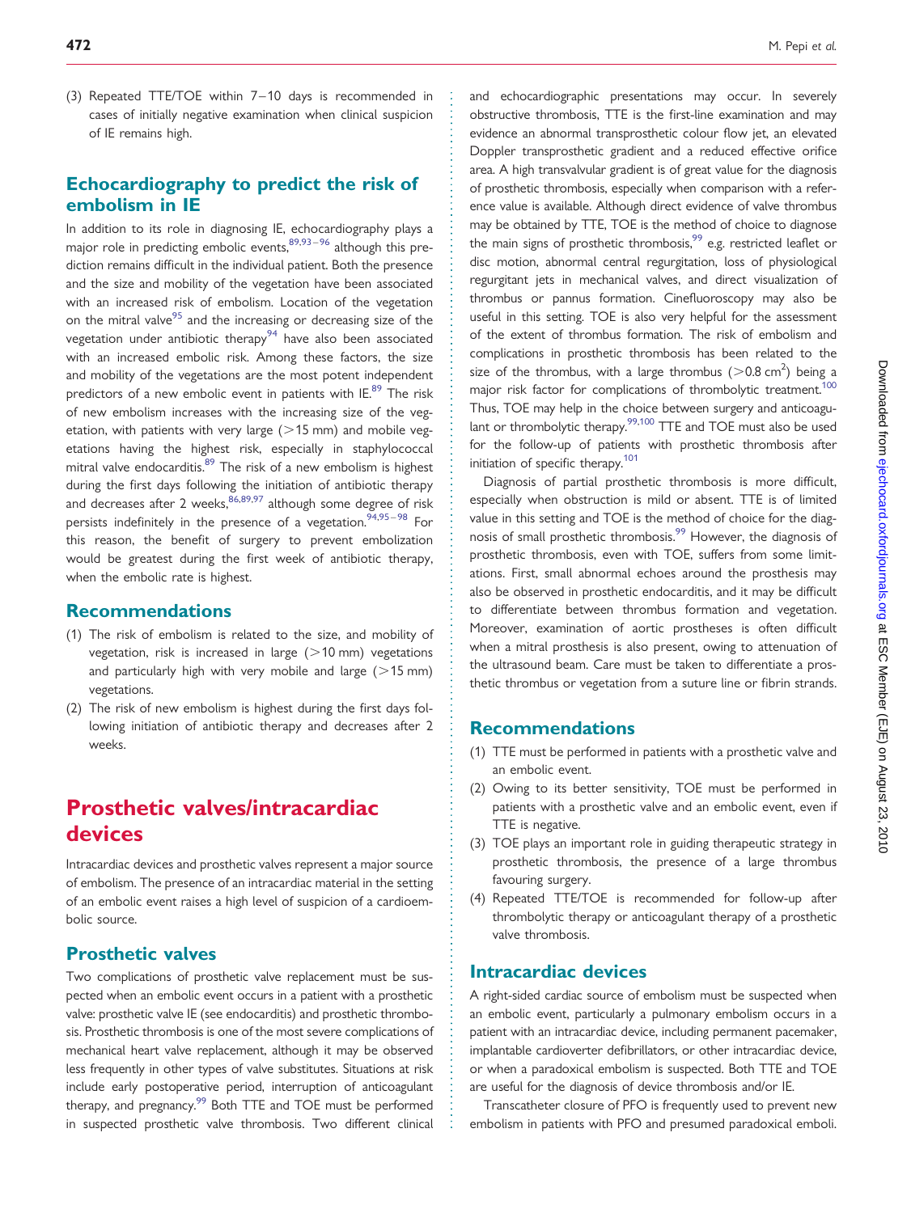(3) Repeated TTE/TOE within 7–10 days is recommended in cases of initially negative examination when clinical suspicion of IE remains high.

## Echocardiography to predict the risk of embolism in IE

In addition to its role in diagnosing IE, echocardiography plays a major role in predicting embolic events,[89,93–96] although this prediction remains difficult in the individual patient. Both the presence and the size and mobility of the vegetation have been associated with an increased risk of embolism. Location of the vegetation on the mitral valve[95] and the increasing or decreasing size of the vegetation under antibiotic therapy[94] have also been associated with an increased embolic risk. Among these factors, the size and mobility of the vegetations are the most potent independent predictors of a new embolic event in patients with IE.[89] The risk of new embolism increases with the increasing size of the vegetation, with patients with very large (>15 mm) and mobile vegetations having the highest risk, especially in staphylococcal mitral valve endocarditis.[89] The risk of a new embolism is highest during the first days following the initiation of antibiotic therapy and decreases after 2 weeks,[86,89,97] although some degree of risk persists indefinitely in the presence of a vegetation.[94,95–98] For this reason, the benefit of surgery to prevent embolization would be greatest during the first week of antibiotic therapy, when the embolic rate is highest.

### Recommendations

(1) The risk of embolism is related to the size, and mobility of vegetation, risk is increased in large (>10 mm) vegetations and particularly high with very mobile and large (>15 mm) vegetations.
(2) The risk of new embolism is highest during the first days following initiation of antibiotic therapy and decreases after 2 weeks.

# Prosthetic valves/intracardiac devices

Intracardiac devices and prosthetic valves represent a major source of embolism. The presence of an intracardiac material in the setting of an embolic event raises a high level of suspicion of a cardioembolic source.

## Prosthetic valves

Two complications of prosthetic valve replacement must be suspected when an embolic event occurs in a patient with a prosthetic valve: prosthetic valve IE (see endocarditis) and prosthetic thrombosis. Prosthetic thrombosis is one of the most severe complications of mechanical heart valve replacement, although it may be observed less frequently in other types of valve substitutes. Situations at risk include early postoperative period, interruption of anticoagulant therapy, and pregnancy.[99] Both TTE and TOE must be performed in suspected prosthetic valve thrombosis. Two different clinical and echocardiographic presentations may occur. In severely obstructive thrombosis, TTE is the first-line examination and may evidence an abnormal transprosthetic colour flow jet, an elevated Doppler transprosthetic gradient and a reduced effective orifice area. A high transvalvular gradient is of great value for the diagnosis of prosthetic thrombosis, especially when comparison with a reference value is available. Although direct evidence of valve thrombus may be obtained by TTE, TOE is the method of choice to diagnose the main signs of prosthetic thrombosis,[99] e.g. restricted leaflet or disc motion, abnormal central regurgitation, loss of physiological regurgitant jets in mechanical valves, and direct visualization of thrombus or pannus formation. Cinefluoroscopy may also be useful in this setting. TOE is also very helpful for the assessment of the extent of thrombus formation. The risk of embolism and complications in prosthetic thrombosis has been related to the size of the thrombus, with a large thrombus (>0.8 cm$^2$) being a major risk factor for complications of thrombolytic treatment.[100] Thus, TOE may help in the choice between surgery and anticoagulant or thrombolytic therapy.[99,100] TTE and TOE must also be used for the follow-up of patients with prosthetic thrombosis after initiation of specific therapy.[101]

Diagnosis of partial prosthetic thrombosis is more difficult, especially when obstruction is mild or absent. TTE is of limited value in this setting and TOE is the method of choice for the diagnosis of small prosthetic thrombosis.[99] However, the diagnosis of prosthetic thrombosis, even with TOE, suffers from some limitations. First, small abnormal echoes around the prosthesis may also be observed in prosthetic endocarditis, and it may be difficult to differentiate between thrombus formation and vegetation. Moreover, examination of aortic prostheses is often difficult when a mitral prosthesis is also present, owing to attenuation of the ultrasound beam. Care must be taken to differentiate a prosthetic thrombus or vegetation from a suture line or fibrin strands.

### Recommendations

(1) TTE must be performed in patients with a prosthetic valve and an embolic event.
(2) Owing to its better sensitivity, TOE must be performed in patients with a prosthetic valve and an embolic event, even if TTE is negative.
(3) TOE plays an important role in guiding therapeutic strategy in prosthetic thrombosis, the presence of a large thrombus favouring surgery.
(4) Repeated TTE/TOE is recommended for follow-up after thrombolytic therapy or anticoagulant therapy of a prosthetic valve thrombosis.

## Intracardiac devices

A right-sided cardiac source of embolism must be suspected when an embolic event, particularly a pulmonary embolism occurs in a patient with an intracardiac device, including permanent pacemaker, implantable cardioverter defibrillators, or other intracardiac device, or when a paradoxical embolism is suspected. Both TTE and TOE are useful for the diagnosis of device thrombosis and/or IE.

Transcatheter closure of PFO is frequently used to prevent new embolism in patients with PFO and presumed paradoxical emboli.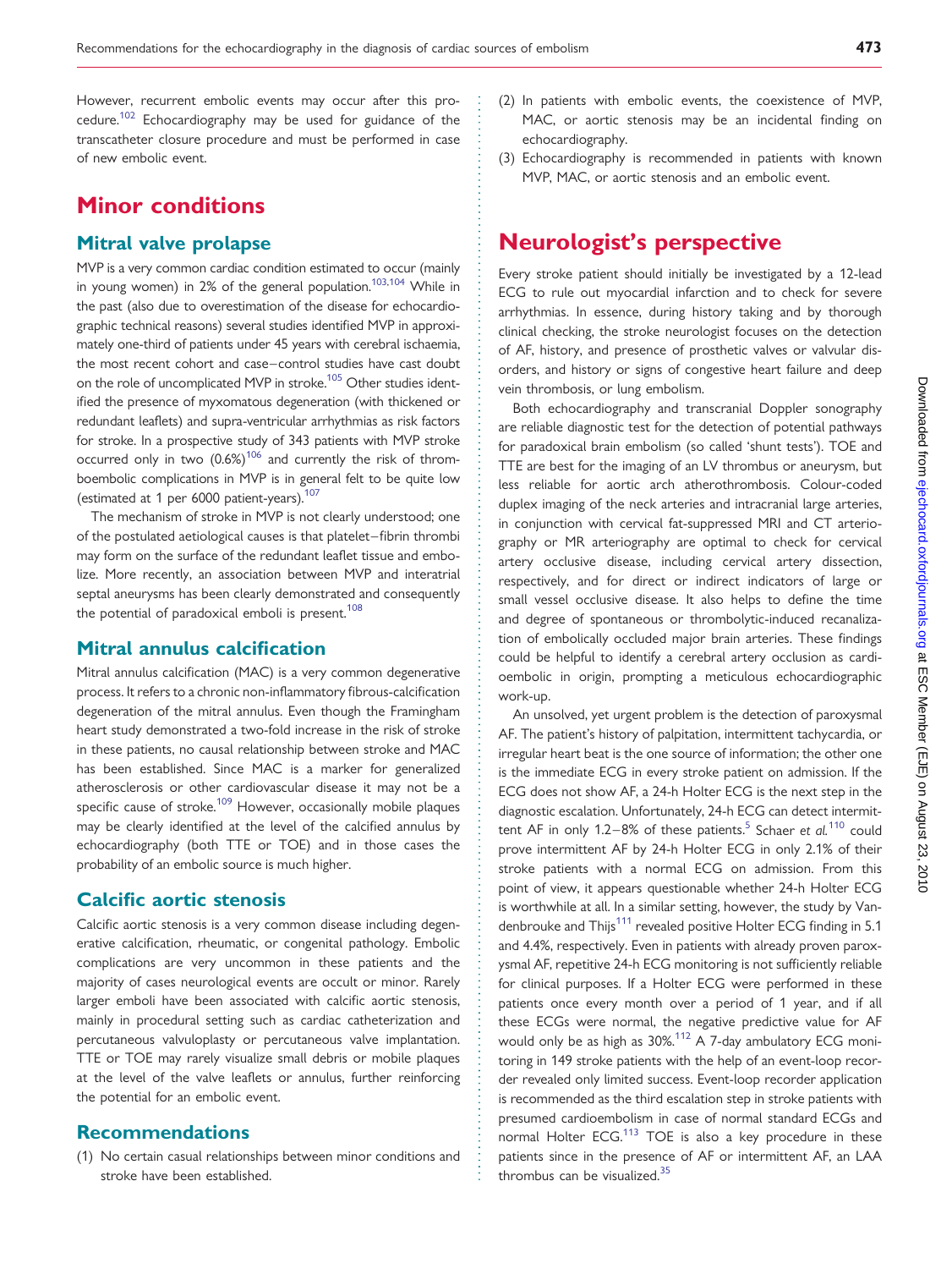However, recurrent embolic events may occur after this procedure.[102] Echocardiography may be used for guidance of the transcatheter closure procedure and must be performed in case of new embolic event.

# Minor conditions

## Mitral valve prolapse

MVP is a very common cardiac condition estimated to occur (mainly in young women) in 2% of the general population.[103,104] While in the past (also due to overestimation of the disease for echocardiographic technical reasons) several studies identified MVP in approximately one-third of patients under 45 years with cerebral ischaemia, the most recent cohort and case–control studies have cast doubt on the role of uncomplicated MVP in stroke.[105] Other studies identified the presence of myxomatous degeneration (with thickened or redundant leaflets) and supra-ventricular arrhythmias as risk factors for stroke. In a prospective study of 343 patients with MVP stroke occurred only in two (0.6%)[106] and currently the risk of thromboembolic complications in MVP is in general felt to be quite low (estimated at 1 per 6000 patient-years).[107]

The mechanism of stroke in MVP is not clearly understood; one of the postulated aetiological causes is that platelet–fibrin thrombi may form on the surface of the redundant leaflet tissue and embolize. More recently, an association between MVP and interatrial septal aneurysms has been clearly demonstrated and consequently the potential of paradoxical emboli is present.[108]

## Mitral annulus calcification

Mitral annulus calcification (MAC) is a very common degenerative process. It refers to a chronic non-inflammatory fibrous-calcification degeneration of the mitral annulus. Even though the Framingham heart study demonstrated a two-fold increase in the risk of stroke in these patients, no causal relationship between stroke and MAC has been established. Since MAC is a marker for generalized atherosclerosis or other cardiovascular disease it may not be a specific cause of stroke.[109] However, occasionally mobile plaques may be clearly identified at the level of the calcified annulus by echocardiography (both TTE or TOE) and in those cases the probability of an embolic source is much higher.

## Calcific aortic stenosis

Calcific aortic stenosis is a very common disease including degenerative calcification, rheumatic, or congenital pathology. Embolic complications are very uncommon in these patients and the majority of cases neurological events are occult or minor. Rarely larger emboli have been associated with calcific aortic stenosis, mainly in procedural setting such as cardiac catheterization and percutaneous valvuloplasty or percutaneous valve implantation. TTE or TOE may rarely visualize small debris or mobile plaques at the level of the valve leaflets or annulus, further reinforcing the potential for an embolic event.

## Recommendations

(1) No certain casual relationships between minor conditions and stroke have been established.
(2) In patients with embolic events, the coexistence of MVP, MAC, or aortic stenosis may be an incidental finding on echocardiography.
(3) Echocardiography is recommended in patients with known MVP, MAC, or aortic stenosis and an embolic event.

# Neurologist's perspective

Every stroke patient should initially be investigated by a 12-lead ECG to rule out myocardial infarction and to check for severe arrhythmias. In essence, during history taking and by thorough clinical checking, the stroke neurologist focuses on the detection of AF, history, and presence of prosthetic valves or valvular disorders, and history or signs of congestive heart failure and deep vein thrombosis, or lung embolism.

Both echocardiography and transcranial Doppler sonography are reliable diagnostic test for the detection of potential pathways for paradoxical brain embolism (so called 'shunt tests'). TOE and TTE are best for the imaging of an LV thrombus or aneurysm, but less reliable for aortic arch atherothrombosis. Colour-coded duplex imaging of the neck arteries and intracranial large arteries, in conjunction with cervical fat-suppressed MRI and CT arteriography or MR arteriography are optimal to check for cervical artery occlusive disease, including cervical artery dissection, respectively, and for direct or indirect indicators of large or small vessel occlusive disease. It also helps to define the time and degree of spontaneous or thrombolytic-induced recanalization of embolically occluded major brain arteries. These findings could be helpful to identify a cerebral artery occlusion as cardioembolic in origin, prompting a meticulous echocardiographic work-up.

An unsolved, yet urgent problem is the detection of paroxysmal AF. The patient's history of palpitation, intermittent tachycardia, or irregular heart beat is the one source of information; the other one is the immediate ECG in every stroke patient on admission. If the ECG does not show AF, a 24-h Holter ECG is the next step in the diagnostic escalation. Unfortunately, 24-h ECG can detect intermittent AF in only 1.2–8% of these patients.[5] Schaer *et al.*[110] could prove intermittent AF by 24-h Holter ECG in only 2.1% of their stroke patients with a normal ECG on admission. From this point of view, it appears questionable whether 24-h Holter ECG is worthwhile at all. In a similar setting, however, the study by Vandenbrouke and Thijs[111] revealed positive Holter ECG finding in 5.1 and 4.4%, respectively. Even in patients with already proven paroxysmal AF, repetitive 24-h ECG monitoring is not sufficiently reliable for clinical purposes. If a Holter ECG were performed in these patients once every month over a period of 1 year, and if all these ECGs were normal, the negative predictive value for AF would only be as high as 30%.[112] A 7-day ambulatory ECG monitoring in 149 stroke patients with the help of an event-loop recorder revealed only limited success. Event-loop recorder application is recommended as the third escalation step in stroke patients with presumed cardioembolism in case of normal standard ECGs and normal Holter ECG.[113] TOE is also a key procedure in these patients since in the presence of AF or intermittent AF, an LAA thrombus can be visualized.[35]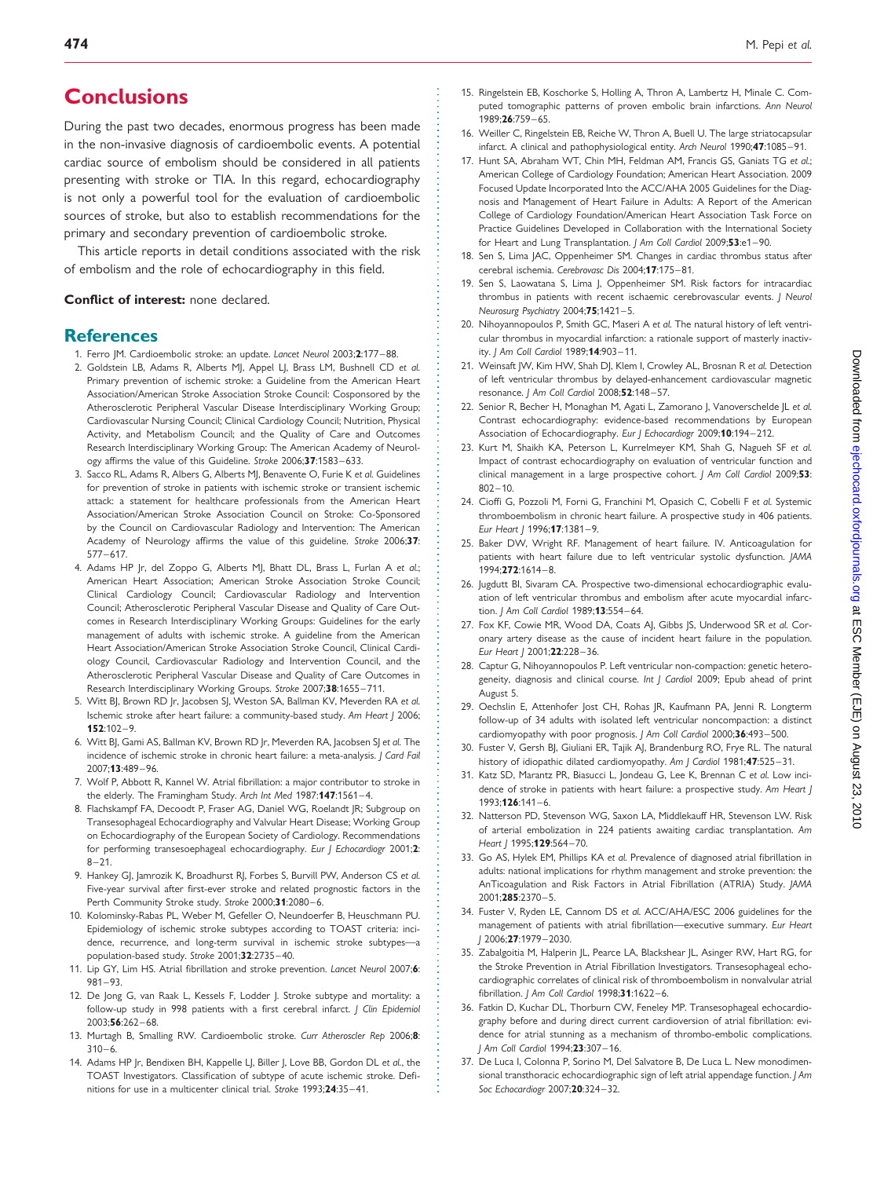# Conclusions

During the past two decades, enormous progress has been made in the non-invasive diagnosis of cardioembolic events. A potential cardiac source of embolism should be considered in all patients presenting with stroke or TIA. In this regard, echocardiography is not only a powerful tool for the evaluation of cardioembolic sources of stroke, but also to establish recommendations for the primary and secondary prevention of cardioembolic stroke.

This article reports in detail conditions associated with the risk of embolism and the role of echocardiography in this field.

**Conflict of interest:** none declared.

# References

1. Ferro JM. Cardioembolic stroke: an update. *Lancet Neurol* 2003;**2**:177–88.
2. Goldstein LB, Adams R, Alberts MJ, Appel LJ, Brass LM, Bushnell CD *et al.* Primary prevention of ischemic stroke: a Guideline from the American Heart Association/American Stroke Association Stroke Council: Cosponsored by the Atherosclerotic Peripheral Vascular Disease Interdisciplinary Working Group; Cardiovascular Nursing Council; Clinical Cardiology Council; Nutrition, Physical Activity, and Metabolism Council; and the Quality of Care and Outcomes Research Interdisciplinary Working Group: The American Academy of Neurology affirms the value of this Guideline. *Stroke* 2006;**37**:1583–633.
3. Sacco RL, Adams R, Albers G, Alberts MJ, Benavente O, Furie K *et al.* Guidelines for prevention of stroke in patients with ischemic stroke or transient ischemic attack: a statement for healthcare professionals from the American Heart Association/American Stroke Association Council on Stroke: Co-Sponsored by the Council on Cardiovascular Radiology and Intervention: The American Academy of Neurology affirms the value of this guideline. *Stroke* 2006;**37**: 577–617.
4. Adams HP Jr, del Zoppo G, Alberts MJ, Bhatt DL, Brass L, Furlan A *et al.*; American Heart Association; American Stroke Association Stroke Council; Clinical Cardiology Council; Cardiovascular Radiology and Intervention Council; Atherosclerotic Peripheral Vascular Disease and Quality of Care Outcomes in Research Interdisciplinary Working Groups: Guidelines for the early management of adults with ischemic stroke. A guideline from the American Heart Association/American Stroke Association Stroke Council, Clinical Cardiology Council, Cardiovascular Radiology and Intervention Council, and the Atherosclerotic Peripheral Vascular Disease and Quality of Care Outcomes in Research Interdisciplinary Working Groups. *Stroke* 2007;**38**:1655–711.
5. Witt BJ, Brown RD Jr, Jacobsen SJ, Weston SA, Ballman KV, Meverden RA *et al.* Ischemic stroke after heart failure: a community-based study. *Am Heart J* 2006; **152**:102–9.
6. Witt BJ, Gami AS, Ballman KV, Brown RD Jr, Meverden RA, Jacobsen SJ *et al.* The incidence of ischemic stroke in chronic heart failure: a meta-analysis. *J Card Fail* 2007;**13**:489–96.
7. Wolf P, Abbott R, Kannel W. Atrial fibrillation: a major contributor to stroke in the elderly. The Framingham Study. *Arch Int Med* 1987:**147**:1561–4.
8. Flachskampf FA, Decoodt P, Fraser AG, Daniel WG, Roelandt JR; Subgroup on Transesophageal Echocardiography and Valvular Heart Disease; Working Group on Echocardiography of the European Society of Cardiology. Recommendations for performing transesophageal echocardiography. *Eur J Echocardiogr* 2001;**2**: 8–21.
9. Hankey GJ, Jamrozik K, Broadhurst RJ, Forbes S, Burvill PW, Anderson CS *et al.* Five-year survival after first-ever stroke and related prognostic factors in the Perth Community Stroke study. *Stroke* 2000;**31**:2080–6.
10. Kolominsky-Rabas PL, Weber M, Gefeller O, Neundoerfer B, Heuschmann PU. Epidemiology of ischemic stroke subtypes according to TOAST criteria: incidence, recurrence, and long-term survival in ischemic stroke subtypes—a population-based study. *Stroke* 2001;**32**:2735–40.
11. Lip GY, Lim HS. Atrial fibrillation and stroke prevention. *Lancet Neurol* 2007;**6**: 981–93.
12. De Jong G, van Raak L, Kessels F, Lodder J. Stroke subtype and mortality: a follow-up study in 998 patients with a first cerebral infarct. *J Clin Epidemiol* 2003;**56**:262–68.
13. Murtagh B, Smalling RW. Cardioembolic stroke. *Curr Atheroscler Rep* 2006;**8**: 310–6.
14. Adams HP Jr, Bendixen BH, Kappelle LJ, Biller J, Love BB, Gordon DL *et al.*, the TOAST Investigators. Classification of subtype of acute ischemic stroke. Definitions for use in a multicenter clinical trial. *Stroke* 1993;**24**:35–41.
15. Ringelstein EB, Koschorke S, Holling A, Thron A, Lambertz H, Minale C. Computed tomographic patterns of proven embolic brain infarctions. *Ann Neurol* 1989;**26**:759–65.
16. Weiller C, Ringelstein EB, Reiche W, Thron A, Buell U. The large striatocapsular infarct. A clinical and pathophysiological entity. *Arch Neurol* 1990;**47**:1085–91.
17. Hunt SA, Abraham WT, Chin MH, Feldman AM, Francis GS, Ganiats TG *et al.*; American College of Cardiology Foundation; American Heart Association. 2009 Focused Update Incorporated Into the ACC/AHA 2005 Guidelines for the Diagnosis and Management of Heart Failure in Adults: A Report of the American College of Cardiology Foundation/American Heart Association Task Force on Practice Guidelines Developed in Collaboration with the International Society for Heart and Lung Transplantation. *J Am Coll Cardiol* 2009;**53**:e1–90.
18. Sen S, Lima JAC, Oppenheimer SM. Changes in cardiac thrombus status after cerebral ischemia. *Cerebrovasc Dis* 2004;**17**:175–81.
19. Sen S, Laowatana S, Lima J, Oppenheimer SM. Risk factors for intracardiac thrombus in patients with recent ischaemic cerebrovascular events. *J Neurol Neurosurg Psychiatry* 2004;**75**;1421–5.
20. Nihoyannopoulos P, Smith GC, Maseri A *et al.* The natural history of left ventricular thrombus in myocardial infarction: a rationale support of masterly inactivity. *J Am Coll Cardiol* 1989;**14**:903–11.
21. Weinsaft JW, Kim HW, Shah DJ, Klem I, Crowley AL, Brosnan R *et al.* Detection of left ventricular thrombus by delayed-enhancement cardiovascular magnetic resonance. *J Am Coll Cardiol* 2008;**52**:148–57.
22. Senior R, Becher H, Monaghan M, Agati L, Zamorano J, Vanoverschelde JL *et al.* Contrast echocardiography: evidence-based recommendations by European Association of Echocardiography. *Eur J Echocardiogr* 2009;**10**:194–212.
23. Kurt M, Shaikh KA, Peterson L, Kurrelmeyer KM, Shah G, Nagueh SF *et al.* Impact of contrast echocardiography on evaluation of ventricular function and clinical management in a large prospective cohort. *J Am Coll Cardiol* 2009;**53**: 802–10.
24. Cioffi G, Pozzoli M, Forni G, Franchini M, Opasich C, Cobelli F *et al.* Systemic thromboembolism in chronic heart failure. A prospective study in 406 patients. *Eur Heart J* 1996;**17**:1381–9.
25. Baker DW, Wright RF. Management of heart failure. IV. Anticoagulation for patients with heart failure due to left ventricular systolic dysfunction. *JAMA* 1994;**272**:1614–8.
26. Jugdutt BI, Sivaram CA. Prospective two-dimensional echocardiographic evaluation of left ventricular thrombus and embolism after acute myocardial infarction. *J Am Coll Cardiol* 1989;**13**:554–64.
27. Fox KF, Cowie MR, Wood DA, Coats AJ, Gibbs JS, Underwood SR *et al.* Coronary artery disease as the cause of incident heart failure in the population. *Eur Heart J* 2001;**22**:228–36.
28. Captur G, Nihoyannopoulos P. Left ventricular non-compaction: genetic heterogeneity, diagnosis and clinical course. *Int J Cardiol* 2009; Epub ahead of print August 5.
29. Oechslin E, Attenhofer Jost CH, Rohas JR, Kaufmann PA, Jenni R. Longterm follow-up of 34 adults with isolated left ventricular noncompaction: a distinct cardiomyopathy with poor prognosis. *J Am Coll Cardiol* 2000;**36**:493–500.
30. Fuster V, Gersh BJ, Giuliani ER, Tajik AJ, Brandenburg RO, Frye RL. The natural history of idiopathic dilated cardiomyopathy. *Am J Cardiol* 1981;**47**:525–31.
31. Katz SD, Marantz PR, Biasucci L, Jondeau G, Lee K, Brennan C *et al.* Low incidence of stroke in patients with heart failure: a prospective study. *Am Heart J* 1993;**126**:141–6.
32. Natterson PD, Stevenson WG, Saxon LA, Middlekauff HR, Stevenson LW. Risk of arterial embolization in 224 patients awaiting cardiac transplantation. *Am Heart J* 1995;**129**:564–70.
33. Go AS, Hylek EM, Phillips KA *et al.* Prevalence of diagnosed atrial fibrillation in adults: national implications for rhythm management and stroke prevention: the AnTicoagulation and Risk Factors in Atrial Fibrillation (ATRIA) Study. *JAMA* 2001;**285**:2370–5.
34. Fuster V, Ryden LE, Cannom DS *et al.* ACC/AHA/ESC 2006 guidelines for the management of patients with atrial fibrillation—executive summary. *Eur Heart J* 2006;**27**:1979–2030.
35. Zabalgoitia M, Halperin JL, Pearce LA, Blackshear JL, Asinger RW, Hart RG, for the Stroke Prevention in Atrial Fibrillation Investigators. Transesophageal echocardiographic correlates of clinical risk of thromboembolism in nonvalvular atrial fibrillation. *J Am Coll Cardiol* 1998;**31**:1622–6.
36. Fatkin D, Kuchar DL, Thorburn CW, Feneley MP. Transesophageal echocardiography before and during direct current cardioversion of atrial fibrillation: evidence for atrial stunning as a mechanism of thrombo-embolic complications. *J Am Coll Cardiol* 1994;**23**:307–16.
37. De Luca I, Colonna P, Sorino M, Del Salvatore B, De Luca L. New monodimensional transthoracic echocardiographic sign of left atrial appendage function. *J Am Soc Echocardiogr* 2007;**20**:324–32.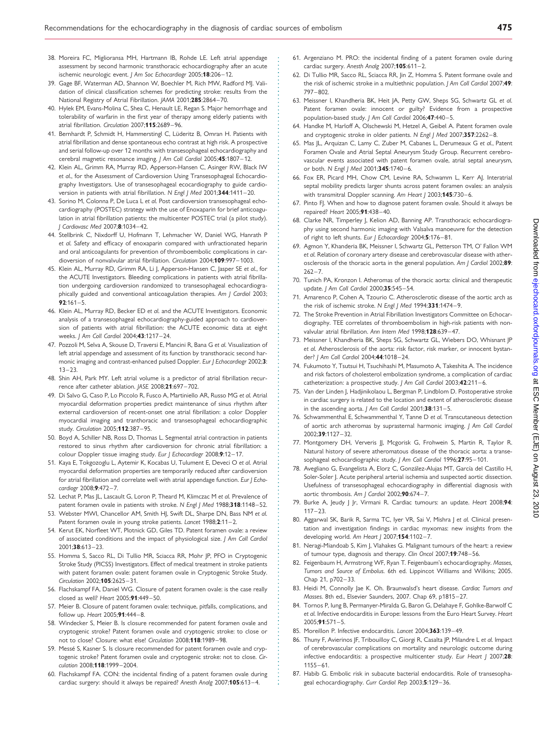38. Moreira FC, Migliorasna MH, Hartmann IB, Rohde LE. Left atrial appendage assessment by second harmonic transthoracic echocardiography after an acute ischemic neurologic event. *J Am Soc Echocardiogr* 2005;**18**:206–12.
39. Gage BF, Waterman AD, Shannon W, Boechler M, Rich MW, Radford MJ. Validation of clinical classification schemes for predicting stroke: results from the National Registry of Atrial Fibrillation. *JAMA* 2001;**285**:2864–70.
40. Hylek EM, Evans-Molina C, Shea C, Henault LE, Regan S. Major hemorrhage and tolerability of warfarin in the first year of therapy among elderly patients with atrial fibrillation. *Circulation* 2007;**115**:2689–96.
41. Bernhardt P, Schmidt H, Hammerstingl C, Lüderitz B, Omran H. Patients with atrial fibrillation and dense spontaneous echo contrast at high risk. A prospective and serial follow-up over 12 months with transesophageal echocardiography and cerebral magnetic resonance imaging. *J Am Coll Cardiol* 2005;**45**:1807–12.
42. Klein AL, Grimm RA, Murray RD, Apperson-Hansen C, Asinger RW, Black IW *et al.*, for the Assessment of Cardioversion Using Transesophageal Echocardiography Investigators. Use of transesophageal ecocardiography to guide cardioversion in patients with atrial fibrillation. *N Engl J Med* 2001;**344**:1411–20.
43. Sorino M, Colonna P, De Luca L *et al.* Post cardioversion transesophageal echocardiography (POSTEC) strategy with the use of Enoxaparin for brief anticoagulation in atrial fibrillation patients: the multicenter POSTEC trial (a pilot study). *J Cardiovasc Med* 2007;**8**:1034–42.
44. Stellbrink C, Nixdorff U, Hofmann T, Lehmacher W, Daniel WG, Hanrath P *et al.* Safety and efficacy of enoxaparin compared with unfractionated heparin and oral anticoagulants for prevention of thromboembolic complications in cardioversion of nonvalvular atrial fibrillation. *Circulation* 2004;**109**:997–1003.
45. Klein AL, Murray RD, Grimm RA, Li J, Apperson-Hansen C, Jasper SE *et al.*, for the ACUTE Investigators. Bleeding complications in patients with atrial fibrillation undergoing cardioversion randomized to transesophageal echocardiographically guided and conventional anticoagulation therapies. *Am J Cardiol* 2003; **92**:161–5.
46. Klein AL, Murray RD, Becker ED *et al.* and the ACUTE Investigators. Economic analysis of a transesophageal echocardiography-guided approach to cardioversion of patients with atrial fibrillation: the ACUTE economic data at eight weeks. *J Am Coll Cardiol* 2004;**43**:1217–24.
47. Pozzoli M, Selva A, Skouse D, Traversi E, Mancini R, Bana G *et al.* Visualization of left atrial appendage and assessment of its function by transthoracic second harmonic imaging and contrast-enhanced pulsed Doppler. *Eur J Echocardiogr* 2002;**3**: 13–23.
48. Shin AH, Park MY. Left atrial volume is a predictor of atrial fibrillation recurrence after catheter ablation. *JASE* 2008;**21**:697–702.
49. Di Salvo G, Caso P, Lo Piccolo R, Fusco A, Martiniello AR, Russo MG *et al.* Atrial myocardial deformation properties predict maintenance of sinus rhythm after external cardioversion of recent-onset one atrial fibrillation: a color Doppler myocardial imaging and tranthoracic and transesophageal echocardiographic study. *Circulation* 2005;**112**:387–95.
50. Boyd A, Schiller NB, Ross D, Thomas L. Segmental atrial contraction in patients restored to sinus rhythm after cardioversion for chronic atrial fibrillation: a colour Doppler tissue imaging study. *Eur J Echocardiogr* 2008;**9**:12–17.
51. Kaya E, Tokgozoglu L, Aytemir K, Kocabas U, Tulument E, Deveci O *et al.* Atrial myocardial deformation properties are temporarily reduced after cardioversion for atrial fibrillation and correlate well with atrial appendage function. *Eur J Echocardiogr* 2008;**9**:472–7.
52. Lechat P, Mas JL, Lascault G, Loron P, Theard M, Klimczac M *et al.* Prevalence of patent foramen ovale in patients with stroke. *N Engl J Med* 1988;**318**:1148–52.
53. Webster MWI, Chancellor AM, Smith HJ, Swift DL, Sharpe DN, Bass NM *et al.* Patent foramen ovale in young stroke patients. *Lancet* 1988;**2**:11–2.
54. Kerut EK, Norfleet WT, Plotnick GD, Giles TD. Patent foramen ovale: a review of associated conditions and the impact of physiological size. *J Am Coll Cardiol* 2001;**38**:613–23.
55. Homma S, Sacco RL, Di Tullio MR, Sciacca RR, Mohr JP, PFO in Cryptogenic Stroke Study (PICSS) Investigators. Effect of medical treatment in stroke patients with patent foramen ovale: patent foramen ovale in Cryptogenic Stroke Study. *Circulation* 2002;**105**:2625–31.
56. Flachskampf FA, Daniel WG. Closure of patent foramen ovale: is the case really closed as well? *Heart* 2005;**91**:449–50.
57. Meier B. Closure of patent foramen ovale: technique, pitfalls, complications, and follow up. *Heart* 2005;**91**:444–8.
58. Windecker S, Meier B. Is closure recommended for patent foramen ovale and cryptogenic stroke? Patent foramen ovale and cryptogenic stroke: to close or not to close? Closure: what else! *Circulation* 2008;**118**:1989–98.
59. Messé S, Kasner S. Is closure recommended for patent foramen ovale and cryptogenic stroke? Patent foramen ovale and cryptogenic stroke: not to close. *Circulation* 2008;**118**:1999–2004.
60. Flachskampf FA. CON: the incidental finding of a patent foramen ovale during cardiac surgery: should it always be repaired? *Anesth Analg* 2007;**105**:613–4.
61. Argenziano M. PRO: the incidental finding of a patent foramen ovale during cardiac surgery. *Anesth Analg* 2007;**105**:611–2.
62. Di Tullio MR, Sacco RL, Sciacca RR, Jin Z, Homma S. Patent formane ovale and the risk of ischemic stroke in a multiethnic population. *J Am Coll Cardiol* 2007;**49**: 797–802.
63. Meissner I, Khandheria BK, Heit JA, Petty GW, Sheps SG, Schwartz GL *et al.* Patent foramen ovale: innocent or guilty? Evidence from a prospective population-based study. *J Am Coll Cardiol* 2006;**47**:440–5.
64. Handke M, Harloff A, Olschewski M, Hetzel A, Geibel A. Patent foramen ovale and cryptogenic stroke in older patients. *N Engl J Med* 2007;**357**:2262–8.
65. Mas JL, Arquizan C, Lamy C, Zuber M, Cabanes L, Derumeaux G *et al.*, Patent Foramen Ovale and Atrial Septal Aneurysm Study Group. Recurrent cerebrovascular events associated with patent foramen ovale, atrial septal aneurysm, or both. *N Engl J Med* 2001;**345**:1740–6.
66. Fox ER, Picard MH, Chow CM, Levine RA, Schwamm L, Kerr AJ. Interatrial septal mobility predicts larger shunts across patent foramen ovales: an analysis with transmitral Doppler scanning. *Am Heart J* 2003;**145**:730–6.
67. Pinto FJ. When and how to diagnose patent foramen ovale. Should it always be repaired? *Heart* 2005;**91**:438–40.
68. Clarke NR, Timperley J, Kelion AD, Banning AP. Transthoracic echocardiography using second harmonic imaging with Valsalva manoeuvre for the detection of right to left shunts. *Eur J Echocardiogr* 2004;**5**:176–81.
69. Agmon Y, Khanderia BK, Meissner I, Schwartz GL, Petterson TM, O' Fallon WM *et al.* Relation of coronary artery disease and cerebrovascular disease with atherosclerosis of the thoracic aorta in the general population. *Am J Cardiol* 2002;**89**: 262–7.
70. Tunich PA, Kronzon I. Atheromas of the thoracic aorta: clinical and therapeutic update. *J Am Coll Cardiol* 2000;**35**:545–54.
71. Amarenco P, Cohen A, Tzourio C. Atherosclerotic disease of the aortic arch as the risk of ischemic stroke. *N Engl J Med* 1994;**331**:1474–9.
72. The Stroke Prevention in Atrial Fibrillation Investigators Committee on Echocardiography. TEE correlates of thromboembolism in high-risk patients with nonvalvular atrial fibrillation. *Ann Intern Med* 1998;**128**:639–47.
73. Meissner I, Khandheria BK, Sheps SG, Schwartz GL, Wiebers DO, Whisnant JP *et al.* Atherosclerosis of the aorta: risk factor, risk marker, or innocent bystander? *J Am Coll Cardiol* 2004;**44**:1018–24.
74. Fukumoto Y, Tsutsui H, Tsuchihashi M, Masumoto A, Takeshita A. The incidence and risk factors of cholesterol embolization syndrome, a complication of cardiac catheterization: a prospective study. *J Am Coll Cardiol* 2003;**42**:211–6.
75. Van der Linden J, Hadjinikolaou L, Bergman P, Lindblom D. Postoperative stroke in cardiac surgery is related to the location and extent of atherosclerotic disease in the ascending aorta. *J Am Coll Cardiol* 2001;**38**:131–5.
76. Schwammenthal E, Schwammenthal Y, Tanne D *et al.* Transcutaneous detection of aortic arch atheromas by suprasternal harmonic imaging. *J Am Coll Cardiol* 2002;**39**:1127–32.
77. Montgomery DH, Ververis JJ, Mcgorisk G, Frohwein S, Martin R, Taylor R. Natural history of severe atheromatous disease of the thoracic aorta: a transesophageal echocardiographic study. *J Am Coll Cardiol* 1996;**27**:95–101.
78. Avegliano G, Evangelista A, Elorz C, González-Alujas MT, García del Castillo H, Soler-Soler J. Acute peripheral arterial ischemia and suspected aortic dissection. Usefulness of transesophageal echocardiography in differential diagnosis with aortic thrombosis. *Am J Cardiol* 2002;**90**:674–7.
79. Burke A, Jeudy J Jr, Virmani R. Cardiac tumours: an update. *Heart* 2008;**94**: 117–23.
80. Aggarwal SK, Barik R, Sarma TC, Iyer VR, Sai V, Mishra J *et al.* Clinical presentation and investigation findings in cardiac myxomas: new insights from the developing world. *Am Heart J* 2007;**154**:1102–7.
81. Neragi-Miandoab S, Kim J, Vlahakes G. Malignant tumours of the heart: a review of tumour type, diagnosis and therapy. *Clin Oncol* 2007;**19**:748–56.
82. Feigenbaum H, Armstrong WF, Ryan T. Feigenbaum's echocardiography. *Masses, Tumors and Source of Embolus.* 6th ed. Lippincot Williams and Wilkins; 2005. Chap 21, p702–33.
83. Heidi M, Connolly Jae K. Oh. Braunwalsd's heart disease. *Cardiac Tumors and Masses.* 8th ed., Elsevier Saunders, 2007. Chap 69, p1815–27.
84. Tornos P, Iung B, Permanyer-Miralda G, Baron G, Delahaye F, Gohlke-Barwolf C *et al.* Infective endocarditis in Europe: lessons from the Euro Heart Survey. *Heart* 2005;**91**:571–5.
85. Moreillon P. Infective endocarditis. *Lancet* 2004;**363**:139–49.
86. Thuny F, Avierinos JF, Tribouilloy C, Giorgi R, Casalta JP, Milandre L *et al.* Impact of cerebrovascular complications on mortality and neurologic outcome during infective endocarditis: a prospective multicenter study. *Eur Heart J* 2007;**28**: 1155–61.
87. Habib G. Embolic risk in subacute bacterial endocarditis. Role of transesophageal echocardiography. *Curr Cardiol Rep* 2003;**5**:129–36.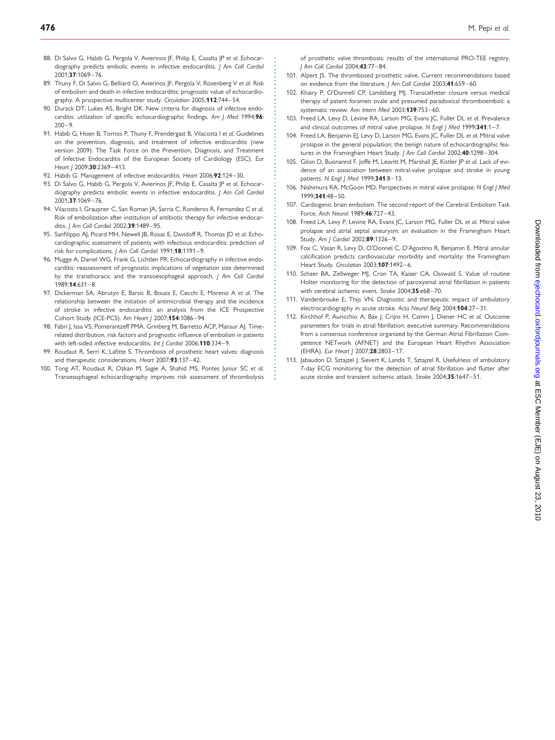88. Di Salvo G, Habib G, Pergola V, Avierinos JF, Philip E, Casalta JP *et al.* Echocardiography predicts embolic events in infective endocarditis. *J Am Coll Cardiol* 2001;**37**:1069–76.
89. Thuny F, Di Salvo G, Belliard O, Avierinos JF, Pergola V, Rosenberg V *et al.* Risk of embolism and death in infective endocarditis: prognostic value of echocardiography. A prospective multicenter study. *Circulation* 2005;**112**:744–54.
90. Durack DT, Lukes AS, Bright DK. New criteria for diagnosis of infective endocarditis: utilization of specific echocardiographic findings. *Am J Med* 1994;**96**:200–9.
91. Habib G, Hoen B, Tornos P, Thuny F, Prendergast B, Vilacosta I *et al.* Guidelines on the prevention, diagnosis, and treatment of infective endocarditis (new version 2009): The Task Force on the Prevention, Diagnosis, and Treatment of Infective Endocarditis of the European Society of Cardiology (ESC). *Eur Heart J* 2009;**30**:2369–413.
92. Habib G. Management of infective endocarditis. *Heart* 2006;**92**:124–30.
93. Di Salvo G, Habib G, Pergola V, Avierinos JF, Philip E, Casalta JP *et al.* Echocardiography predicts embolic events in infective endocarditis. *J Am Coll Cardiol* 2001;**37**:1069–76.
94. Vilacosta I, Graupner C, San Roman JA, Sarria C, Ronderos R, Fernandez C *et al.* Risk of embolization after institution of antibiotic therapy for infective endocarditis. *J Am Coll Cardiol* 2002;**39**:1489–95.
95. Sanfilippo AJ, Picard MH, Newell JB, Rosas E, Davidoff R, Thomas JD *et al.* Echocardiographic assessment of patients with infectious endocarditis: prediction of risk for complications. *J Am Coll Cardiol* 1991;**18**:1191–9.
96. Mugge A, Daniel WG, Frank G, Lichtlen PR. Echocardiography in infective endocarditis: reassessment of prognostic implications of vegetation size determined by the transthoracic and the transoesophageal approach. *J Am Coll Cardiol* 1989;**14**:631–8.
97. Dickerman SA, Abrutyn E, Barsic B, Bouza E, Cecchi E, Moreno A *et al.* The relationship between the initiation of antimicrobial therapy and the incidence of stroke in infective endocarditis: an analysis from the ICE Prospective Cohort Study (ICE-PCS). *Am Heart J* 2007;**154**:1086–94.
98. Fabri J, Issa VS, Pomerantzeff PMA, Grinberg M, Barretto ACP, Mansur AJ. Time-related distribution, risk factors and prognostic influence of embolism in patients with left-sided infective endocarditis. *Int J Cardiol* 2006;**110**:334–9.
99. Roudaut R, Serri K, Lafitte S. Thrombosis of prosthetic heart valves: diagnosis and therapeutic considerations. *Heart* 2007;**93**:137–42.
100. Tong AT, Roudaut R, Ozkan M, Sagie A, Shahid MS, Pontes Juniur SC *et al.* Transesophageal echocardiography improves risk assessment of thrombolysis of prosthetic valve thrombosis: results of the international PRO-TEE registry. *J Am Coll Cardiol* 2004;**43**:77–84.
101. Alpert JS. The thrombosed prosthetic valve. Current recommendations based on evidence from the literature. *J Am Coll Cardiol* 2003;**41**:659–60.
102. Khairy P, O'Donnell CP, Landzberg MJ. Transcatheter closure versus medical therapy of patent foramen ovale and presumed paradoxical thromboemboli: a systematic review. *Ann Intern Med* 2003;**139**:753–60.
103. Freed LA, Levy D, Levine RA, Larson MG, Evans JC, Fuller DL *et al.* Prevalence and clinical outcomes of mitral valve prolapse. *N Engl J Med* 1999;**341**:1–7.
104. Freed LA, Benjamin EJ, Levy D, Larson MG, Evans JC, Fuller DL *et al.* Mitral valve prolapse in the general population: the benign nature of echocardiographic features in the Framingham Heart Study. *J Am Coll Cardiol* 2002;**40**:1298–304.
105. Gilon D, Buonannd F, Joffe M, Leavitt M, Marshall JE, Kistler JP *et al.* Lack of evidence of an association between mitral-valve prolapse and stroke in young patients. *N Engl J Med* 1999;**341**:8–13.
106. Nishimura RA, McGoon MD. Perspectives in mitral valve prolapse. *N Engl J Med* 1999;**341**:48–50.
107. Cardiogenic brain embolism. The second report of the Cerebral Embolism Task Force. *Arch Neurol* 1989;**46**:727–43.
108. Freed LA, Levy P, Levine RA, Evans JC, Larson MG, Fuller DL *et al.* Mitral valve prolapse and atrial septal aneurysm: an evaluation in the Framingham Heart Study. *Am J Cardiol* 2002;**89**:1326–9.
109. Fox C, Vasan R, Levy D, O'Donnel C, D'Agostino R, Benjamin E. Mitral annular calcification predicts cardiovascular morbidity and mortality: the Framingham Heart Study. *Circulation* 2003;**107**:1492–6.
110. Schaer BA, Zellweger MJ, Cron TA, Kaiser CA, Osswald S. Value of routine Holter monitoring for the detection of paroxysmal atrial fibrillation in patients with cerebral ischemic event. *Stroke* 2004;**35**:e68–70.
111. Vandenbrouke E, Thijs VN. Diagnostic and therapeutic impact of ambulatory electrocardiography in acute stroke. *Acta Neurol Belg* 2004;**104**:27–31.
112. Kirchhof P, Auricchio A, Bax J, Crijns H, Camm J, Diener HC *et al.* Outcome parameters for trials in atrial fibrillation: executive summary. Recommendations from a consensus conference organized by the German Atrial Fibrillation Competence NETwork (AFNET) and the European Heart Rhythm Association (EHRA). *Eur Heart J* 2007;**28**:2803–17.
113. Jabaudon D, Sztajzel J, Sievert K, Landis T, Sztajzel R. Usefulness of ambulatory 7-day ECG monitoring for the detection of atrial fibrillation and flutter after acute stroke and transient ischemic attack. *Stroke* 2004;**35**:1647–51.